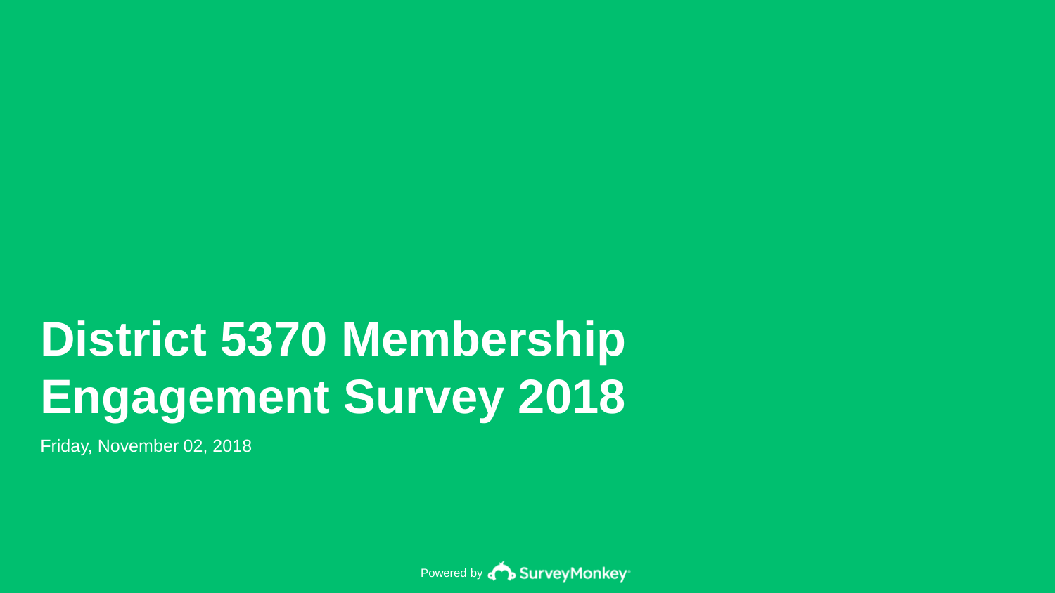# District 5370 Membership Engagement Survey 2018

Friday, November 02, 2018

Powered by SurveyMonkey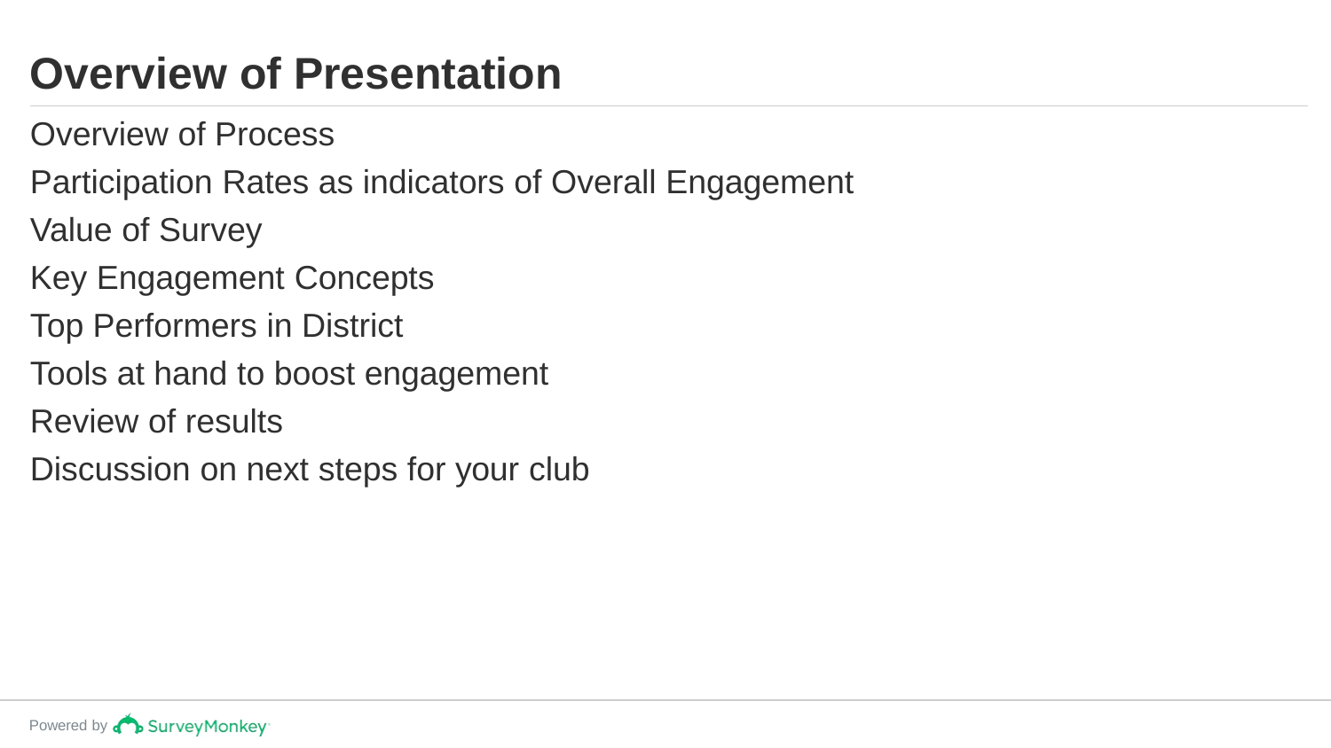# Overview of Presentation

Overview of Process

Participation Rates as indicators of Overall Engagement

Value of Survey

Key Engagement Concepts

Top Performers in District

Tools at hand to boost engagement

Review of results

Discussion on next steps for your club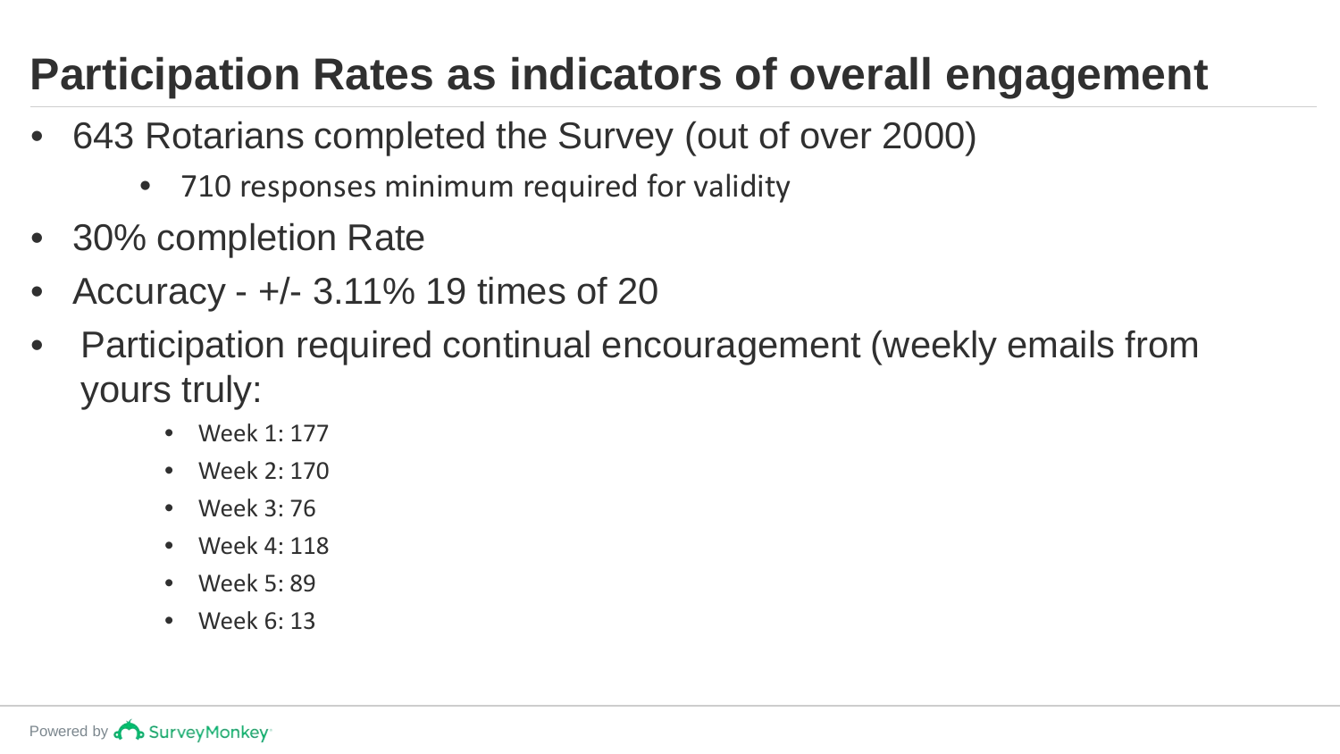# Participation Rates as indicators of overall engagement

- 643 Rotarians completed the Survey (out of over 2000)
  - 710 responses minimum required for validity
- 30% completion Rate
- Accuracy - +/- 3.11% 19 times of 20
- Participation required continual encouragement (weekly emails from yours truly:
  - Week 1: 177
  - Week 2: 170
  - Week 3: 76
  - Week 4: 118
  - Week 5: 89
  - Week 6: 13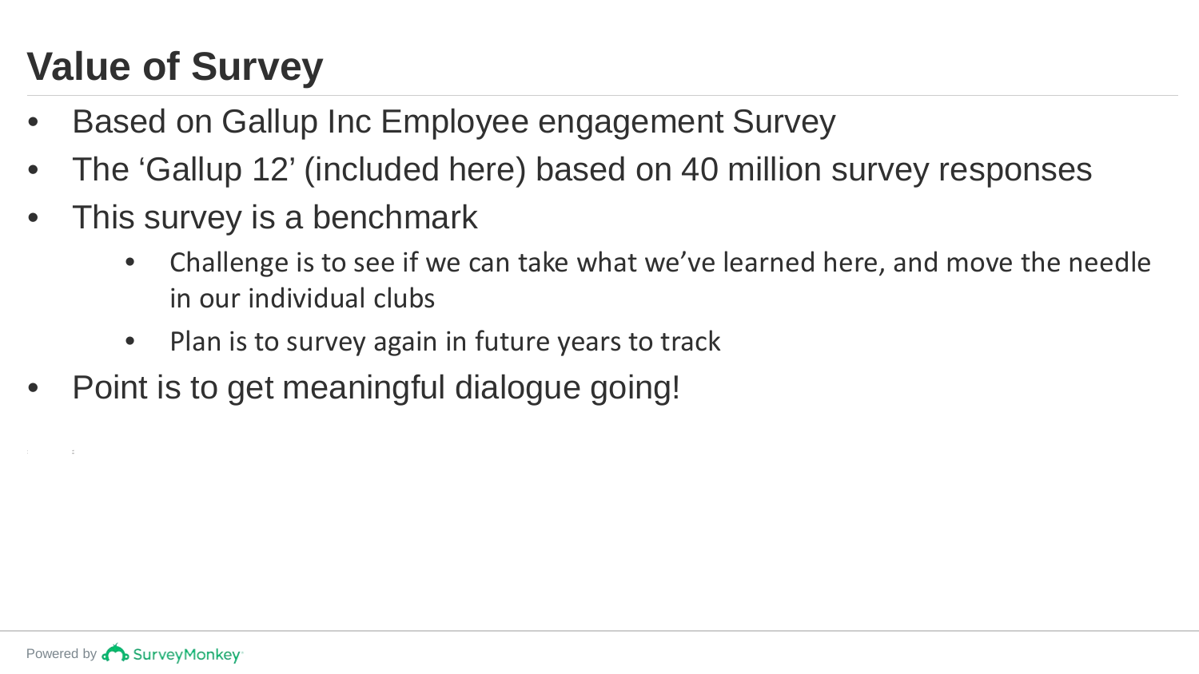# Value of Survey

- Based on Gallup Inc Employee engagement Survey
- The ‘Gallup 12’ (included here) based on 40 million survey responses
- This survey is a benchmark
    - Challenge is to see if we can take what we’ve learned here, and move the needle in our individual clubs
    - Plan is to survey again in future years to track
- Point is to get meaningful dialogue going!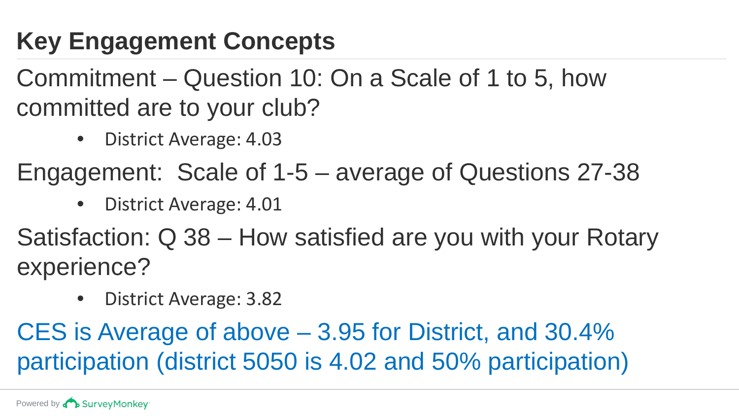## Key Engagement Concepts

Commitment – Question 10: On a Scale of 1 to 5, how committed are to your club?

- District Average: 4.03

Engagement: Scale of 1-5 – average of Questions 27-38

- District Average: 4.01

Satisfaction: Q 38 – How satisfied are you with your Rotary experience?

- District Average: 3.82

CES is Average of above – 3.95 for District, and 30.4% participation (district 5050 is 4.02 and 50% participation)

Powered by SurveyMonkey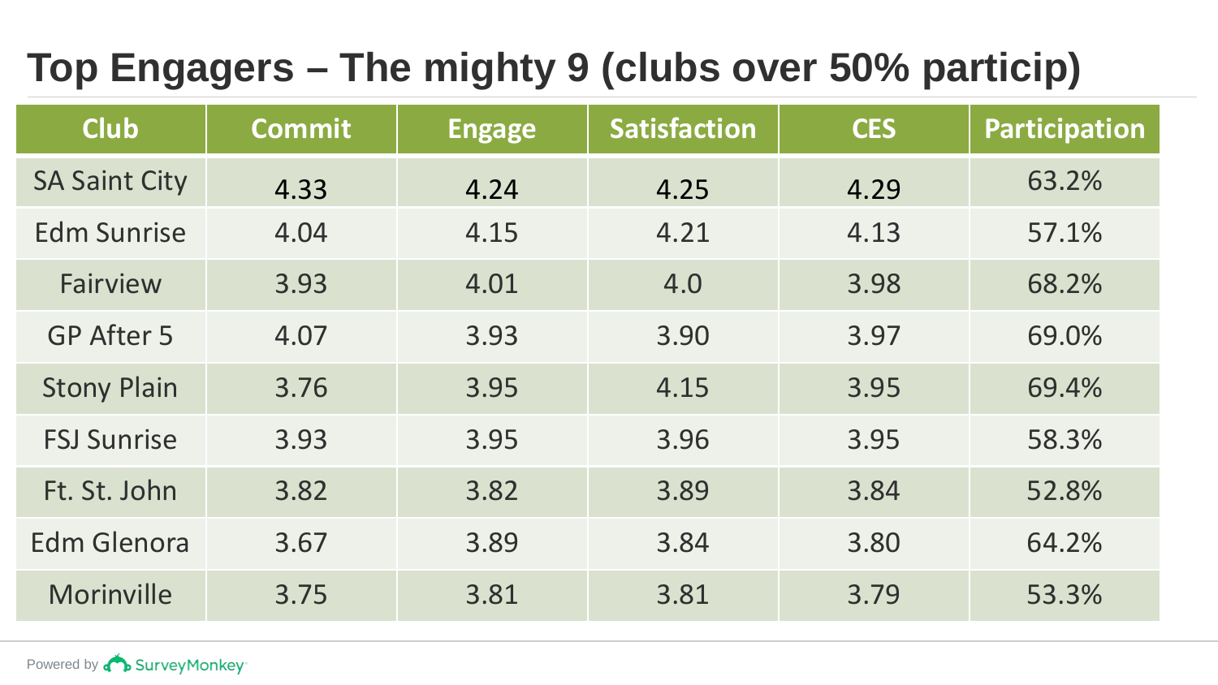# Top Engagers – The mighty 9 (clubs over 50% particip)

| Club | Commit | Engage | Satisfaction | CES | Participation |
|---|---|---|---|---|---|
| SA Saint City | 4.33 | 4.24 | 4.25 | 4.29 | 63.2% |
| Edm Sunrise | 4.04 | 4.15 | 4.21 | 4.13 | 57.1% |
| Fairview | 3.93 | 4.01 | 4.0 | 3.98 | 68.2% |
| GP After 5 | 4.07 | 3.93 | 3.90 | 3.97 | 69.0% |
| Stony Plain | 3.76 | 3.95 | 4.15 | 3.95 | 69.4% |
| FSJ Sunrise | 3.93 | 3.95 | 3.96 | 3.95 | 58.3% |
| Ft. St. John | 3.82 | 3.82 | 3.89 | 3.84 | 52.8% |
| Edm Glenora | 3.67 | 3.89 | 3.84 | 3.80 | 64.2% |
| Morinville | 3.75 | 3.81 | 3.81 | 3.79 | 53.3% |

Powered by SurveyMonkey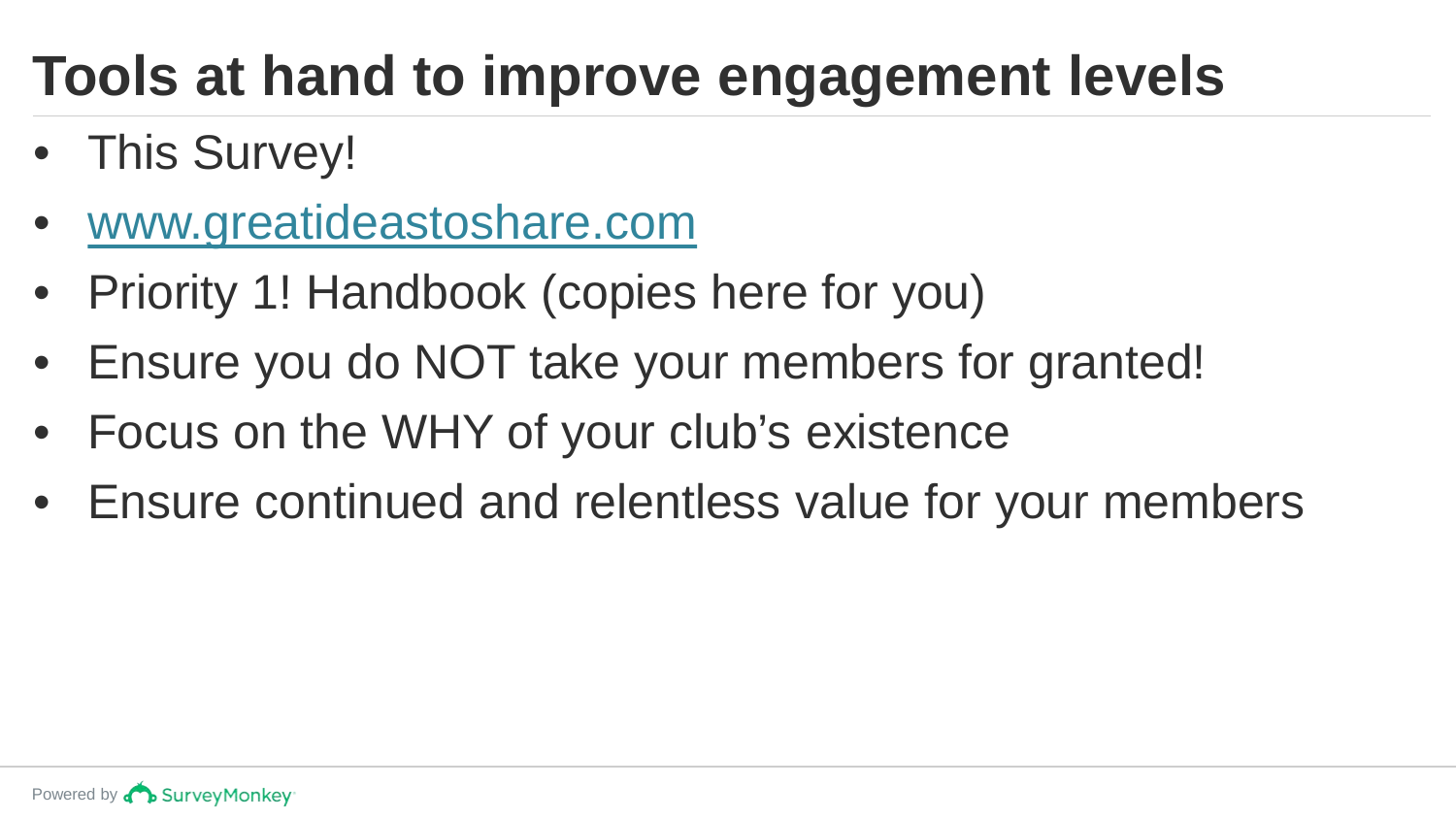# Tools at hand to improve engagement levels

- This Survey!
- [www.greatideastoshare.com](www.greatideastoshare.com)
- Priority 1! Handbook (copies here for you)
- Ensure you do NOT take your members for granted!
- Focus on the WHY of your club's existence
- Ensure continued and relentless value for your members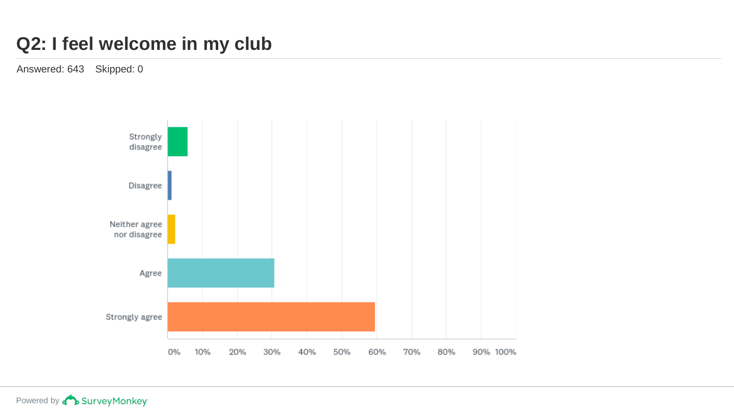# Q2: I feel welcome in my club

Answered: 643 Skipped: 0

| Response |
| --- |
| Strongly disagree |
| Disagree |
| Neither agree nor disagree |
| Agree |
| Strongly agree |

0% 10% 20% 30% 40% 50% 60% 70% 80% 90% 100%

Powered by SurveyMonkey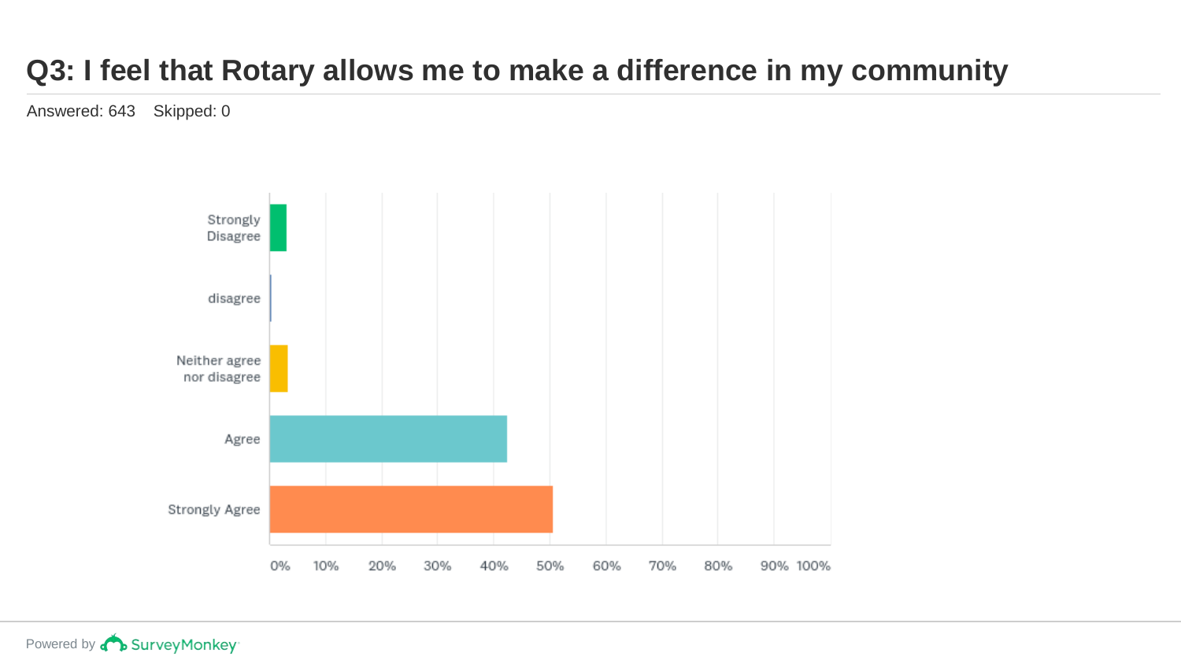# Q3: I feel that Rotary allows me to make a difference in my community

Answered: 643 Skipped: 0

Strongly Disagree

disagree

Neither agree nor disagree

Agree

Strongly Agree

0% 10% 20% 30% 40% 50% 60% 70% 80% 90% 100%

Powered by SurveyMonkey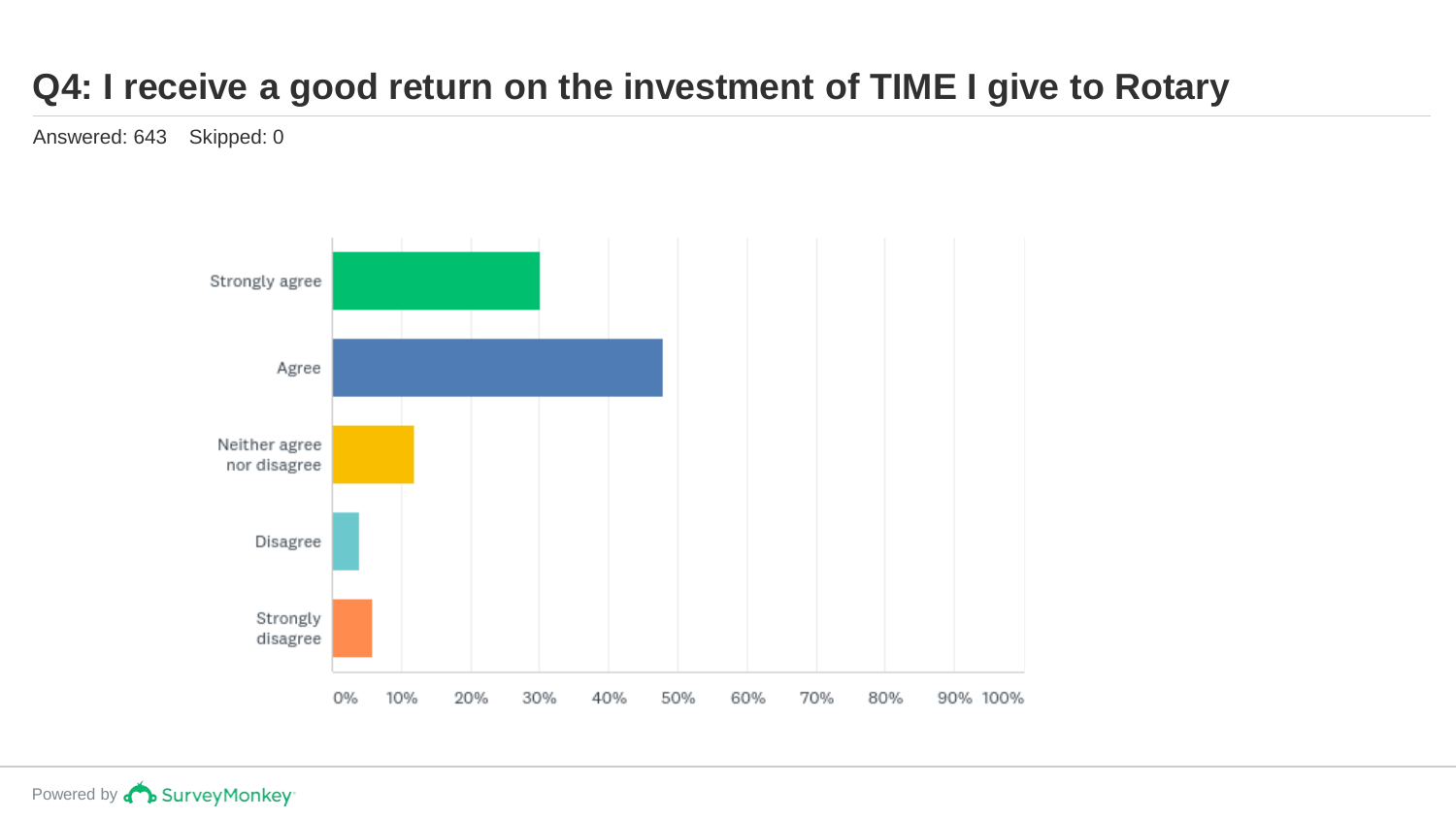# Q4: I receive a good return on the investment of TIME I give to Rotary

Answered: 643 Skipped: 0

Strongly agree

Agree

Neither agree nor disagree

Disagree

Strongly disagree

0% 10% 20% 30% 40% 50% 60% 70% 80% 90% 100%

Powered by SurveyMonkey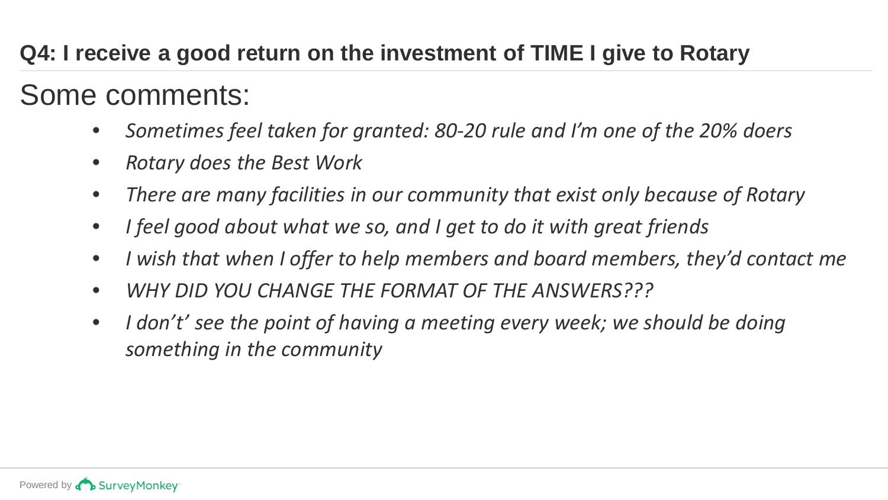## Q4: I receive a good return on the investment of TIME I give to Rotary

# Some comments:

- *Sometimes feel taken for granted: 80-20 rule and I'm one of the 20% doers*
- *Rotary does the Best Work*
- *There are many facilities in our community that exist only because of Rotary*
- *I feel good about what we so, and I get to do it with great friends*
- *I wish that when I offer to help members and board members, they'd contact me*
- *WHY DID YOU CHANGE THE FORMAT OF THE ANSWERS???*
- *I don't' see the point of having a meeting every week; we should be doing something in the community*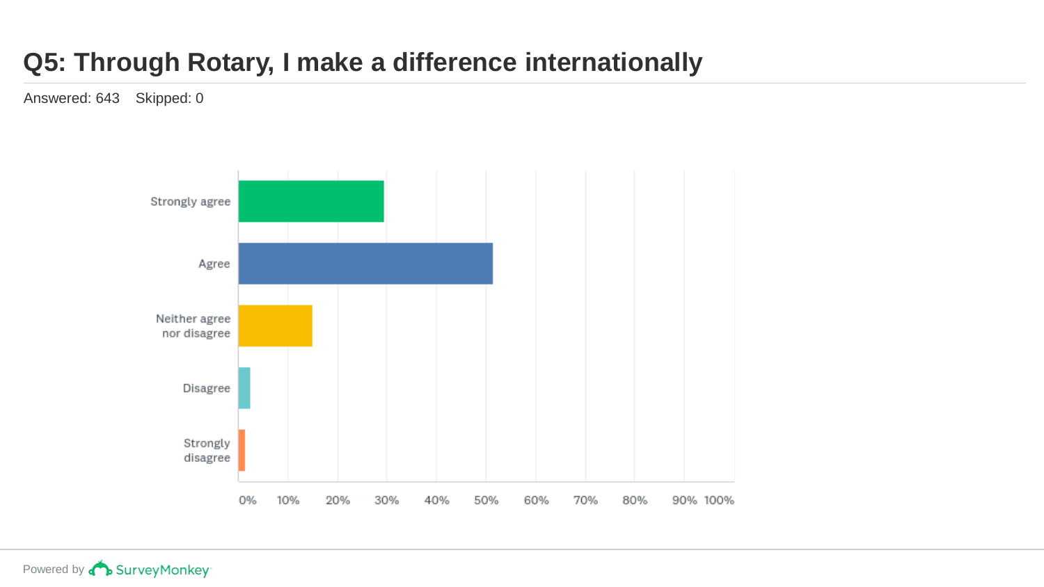# Q5: Through Rotary, I make a difference internationally

Answered: 643 Skipped: 0

| Response | Approximate percentage |
| --- | --- |
| Strongly agree | ~29% |
| Agree | ~51% |
| Neither agree nor disagree | ~15% |
| Disagree | ~2% |
| Strongly disagree | ~1% |

Powered by SurveyMonkey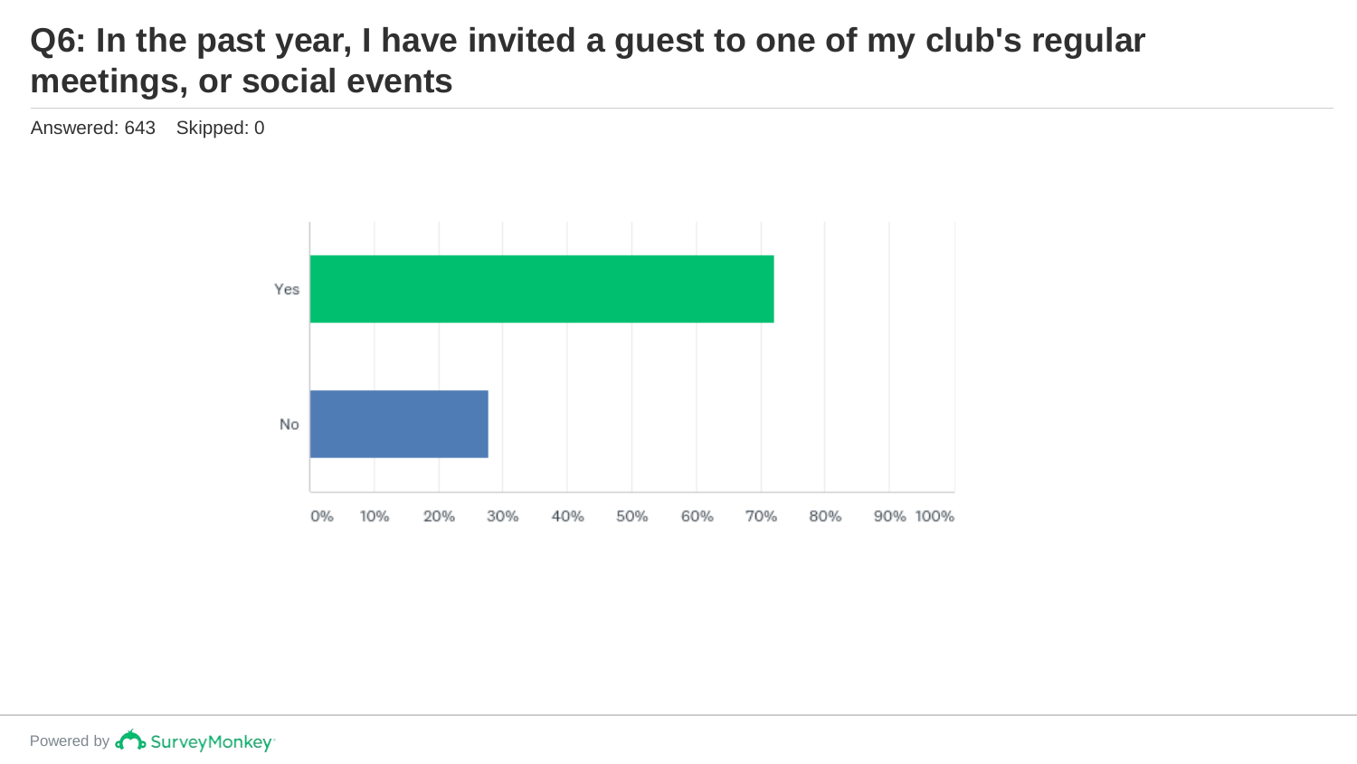# Q6: In the past year, I have invited a guest to one of my club's regular meetings, or social events

Answered: 643 Skipped: 0

| Answer | Approximate % |
|---|---|
| Yes | ~72% |
| No | ~28% |

Powered by SurveyMonkey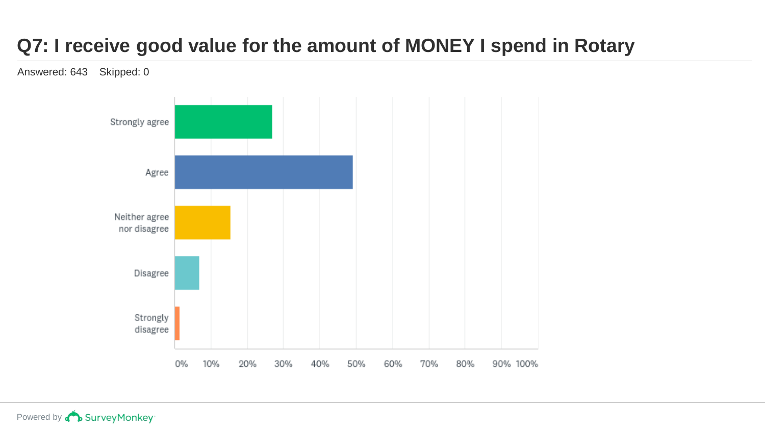# Q7: I receive good value for the amount of MONEY I spend in Rotary

Answered: 643    Skipped: 0

Strongly agree

Agree

Neither agree nor disagree

Disagree

Strongly disagree

0% 10% 20% 30% 40% 50% 60% 70% 80% 90% 100%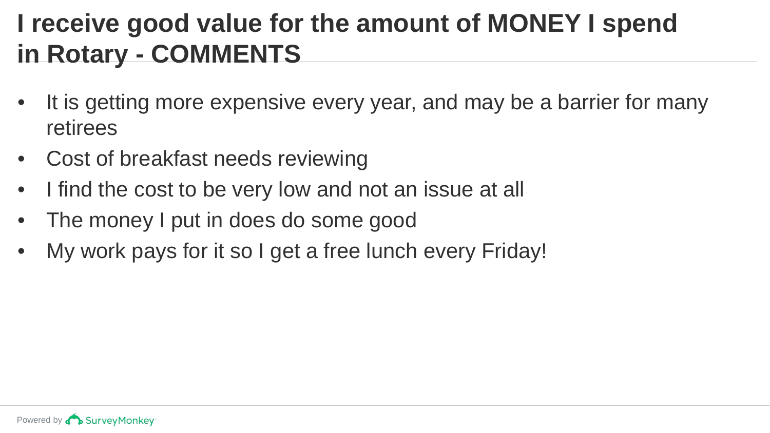# I receive good value for the amount of MONEY I spend in Rotary - COMMENTS

- It is getting more expensive every year, and may be a barrier for many retirees
- Cost of breakfast needs reviewing
- I find the cost to be very low and not an issue at all
- The money I put in does do some good
- My work pays for it so I get a free lunch every Friday!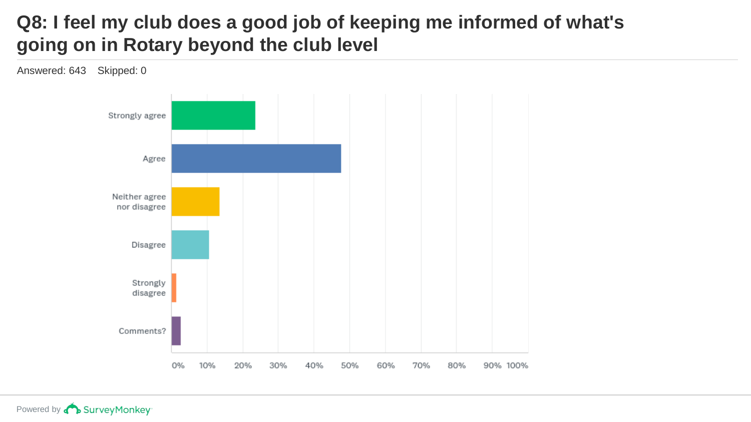# Q8: I feel my club does a good job of keeping me informed of what's going on in Rotary beyond the club level

Answered: 643 Skipped: 0

Strongly agree

Agree

Neither agree nor disagree

Disagree

Strongly disagree

Comments?

0% 10% 20% 30% 40% 50% 60% 70% 80% 90% 100%

Powered by SurveyMonkey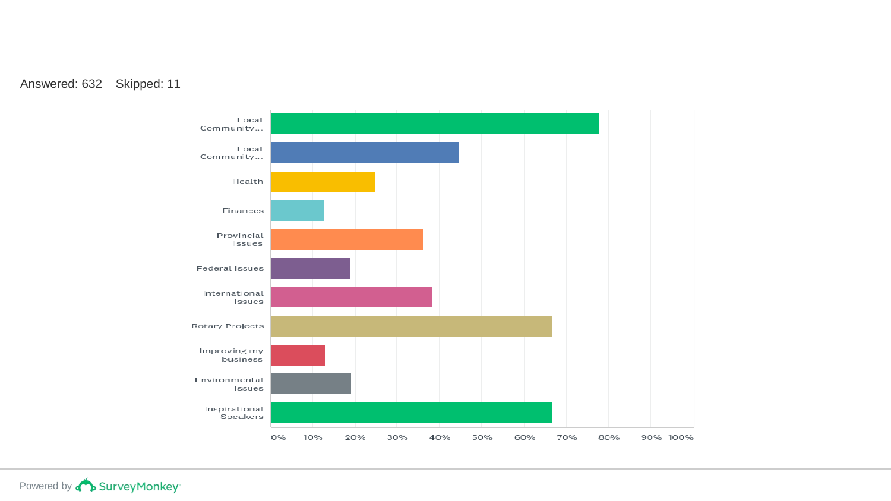Answered: 632    Skipped: 11

| Category | Approximate response |
| --- | --- |
| Local Community... | ~78% |
| Local Community... | ~45% |
| Health | ~25% |
| Finances | ~13% |
| Provincial Issues | ~36% |
| Federal Issues | ~19% |
| International Issues | ~38% |
| Rotary Projects | ~67% |
| Improving my business | ~13% |
| Environmental Issues | ~19% |
| Inspirational Speakers | ~67% |

0% 10% 20% 30% 40% 50% 60% 70% 80% 90% 100%

Powered by SurveyMonkey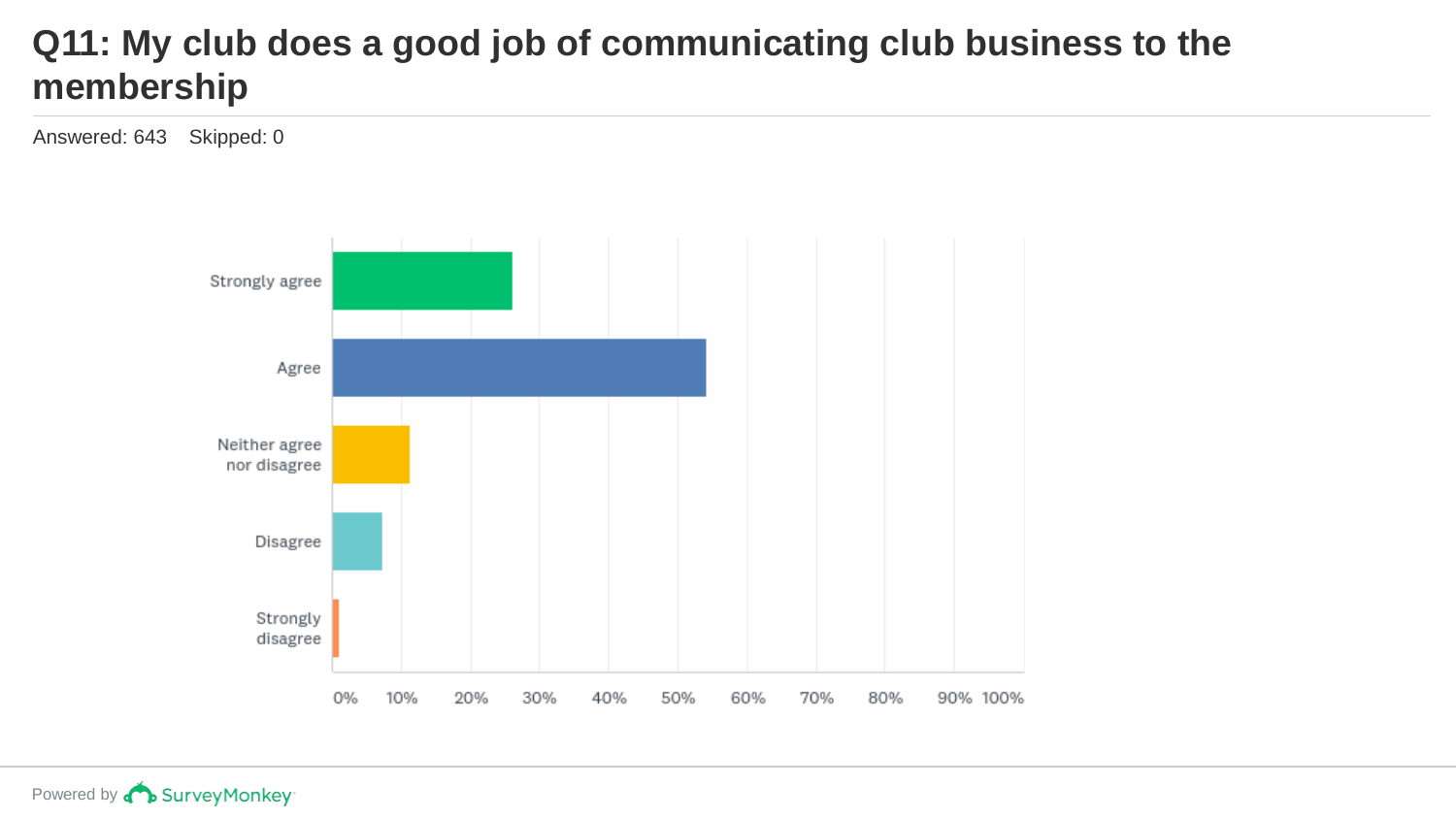# Q11: My club does a good job of communicating club business to the membership

Answered: 643 Skipped: 0

Strongly agree

Agree

Neither agree nor disagree

Disagree

Strongly disagree

0% 10% 20% 30% 40% 50% 60% 70% 80% 90% 100%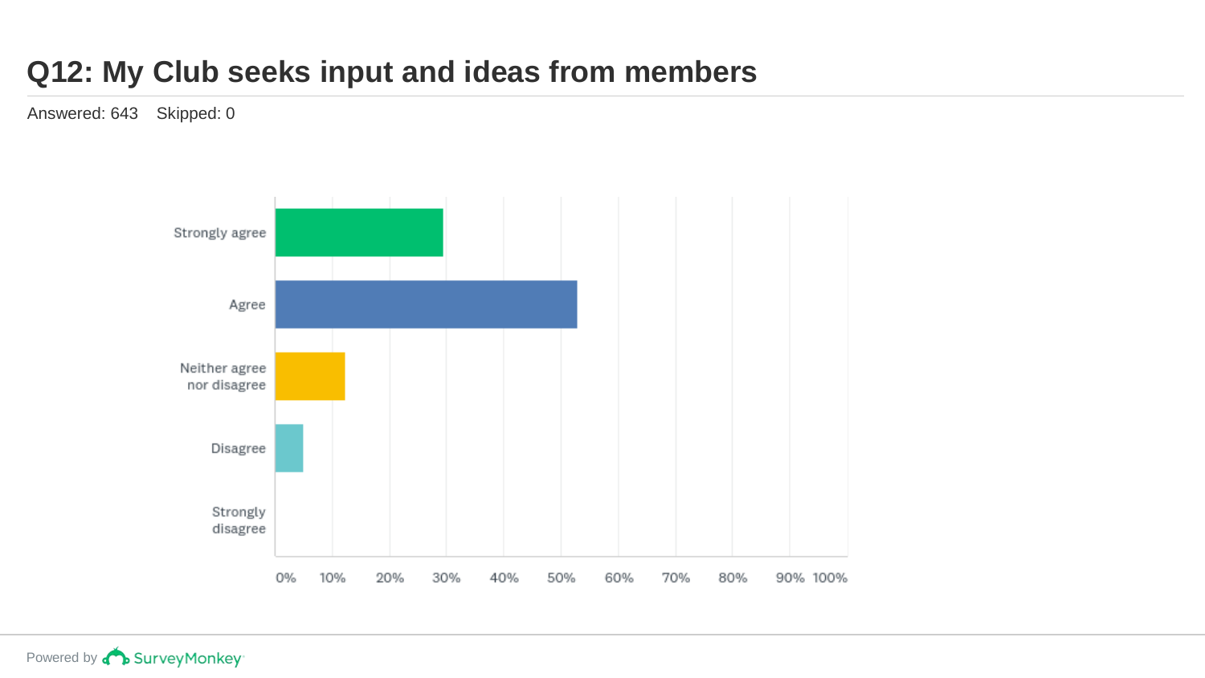# Q12: My Club seeks input and ideas from members

Answered: 643 Skipped: 0

Strongly agree

Agree

Neither agree nor disagree

Disagree

Strongly disagree

0% 10% 20% 30% 40% 50% 60% 70% 80% 90% 100%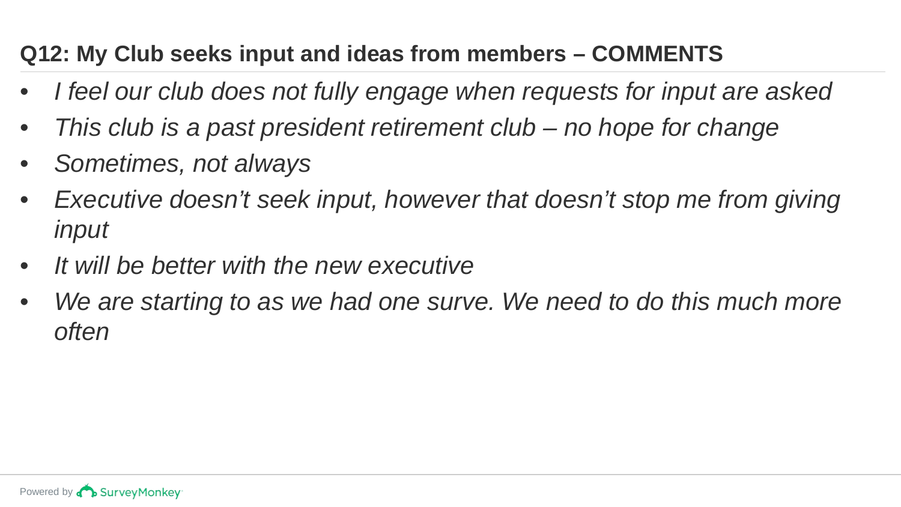## Q12: My Club seeks input and ideas from members – COMMENTS

- *I feel our club does not fully engage when requests for input are asked*
- *This club is a past president retirement club – no hope for change*
- *Sometimes, not always*
- *Executive doesn't seek input, however that doesn't stop me from giving input*
- *It will be better with the new executive*
- *We are starting to as we had one surve. We need to do this much more often*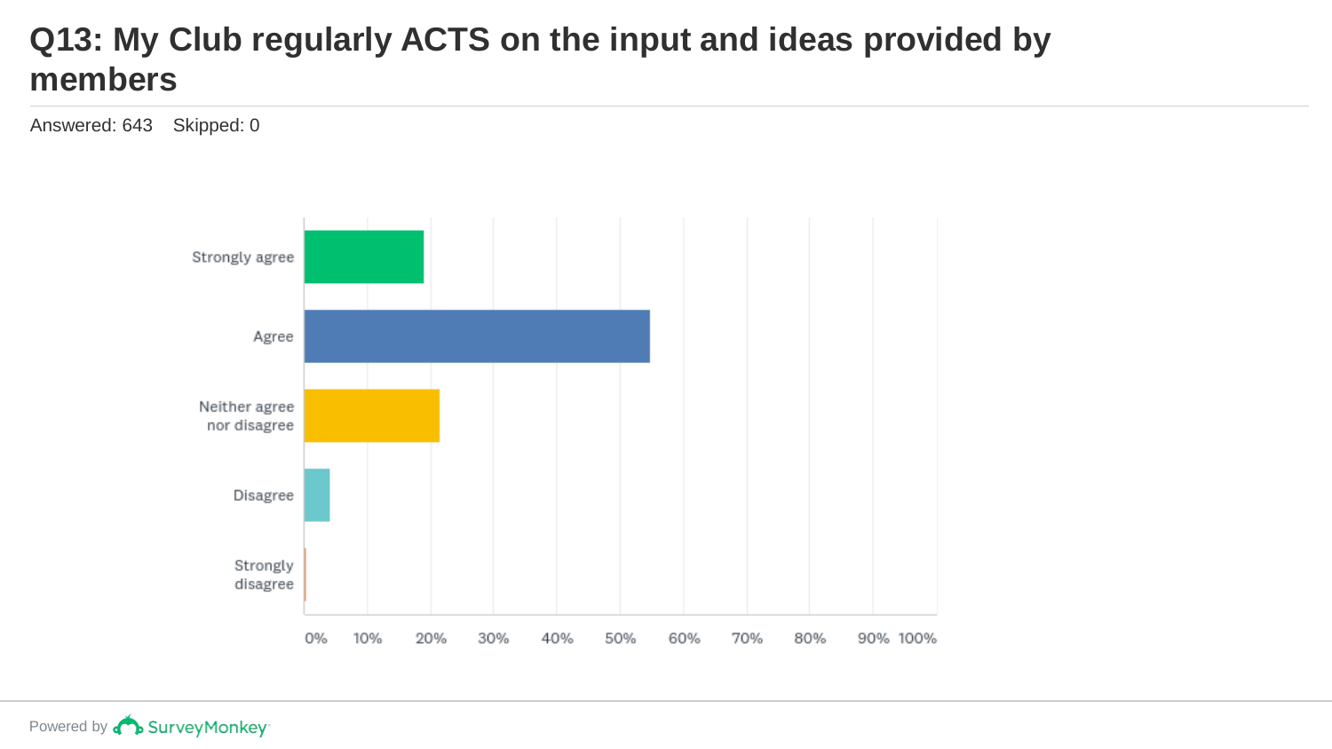# Q13: My Club regularly ACTS on the input and ideas provided by members

Answered: 643    Skipped: 0

Strongly agree

Agree

Neither agree nor disagree

Disagree

Strongly disagree

0% 10% 20% 30% 40% 50% 60% 70% 80% 90% 100%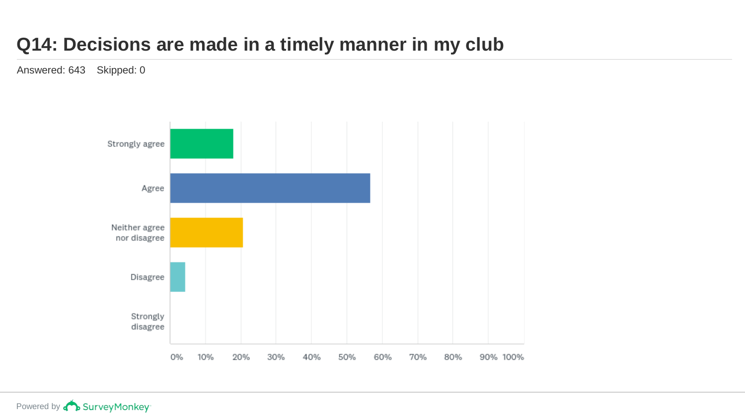# Q14: Decisions are made in a timely manner in my club

Answered: 643 Skipped: 0

Strongly agree

Agree

Neither agree nor disagree

Disagree

Strongly disagree

0% 10% 20% 30% 40% 50% 60% 70% 80% 90% 100%

Powered by SurveyMonkey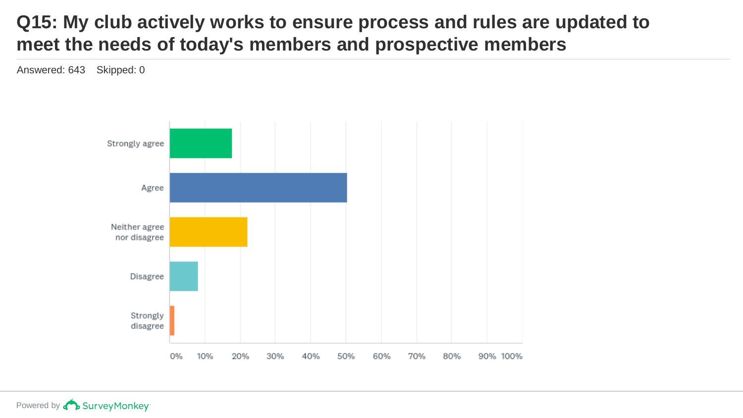# Q15: My club actively works to ensure process and rules are updated to meet the needs of today's members and prospective members

Answered: 643 Skipped: 0

Strongly agree

Agree

Neither agree nor disagree

Disagree

Strongly disagree

0% 10% 20% 30% 40% 50% 60% 70% 80% 90% 100%

Powered by SurveyMonkey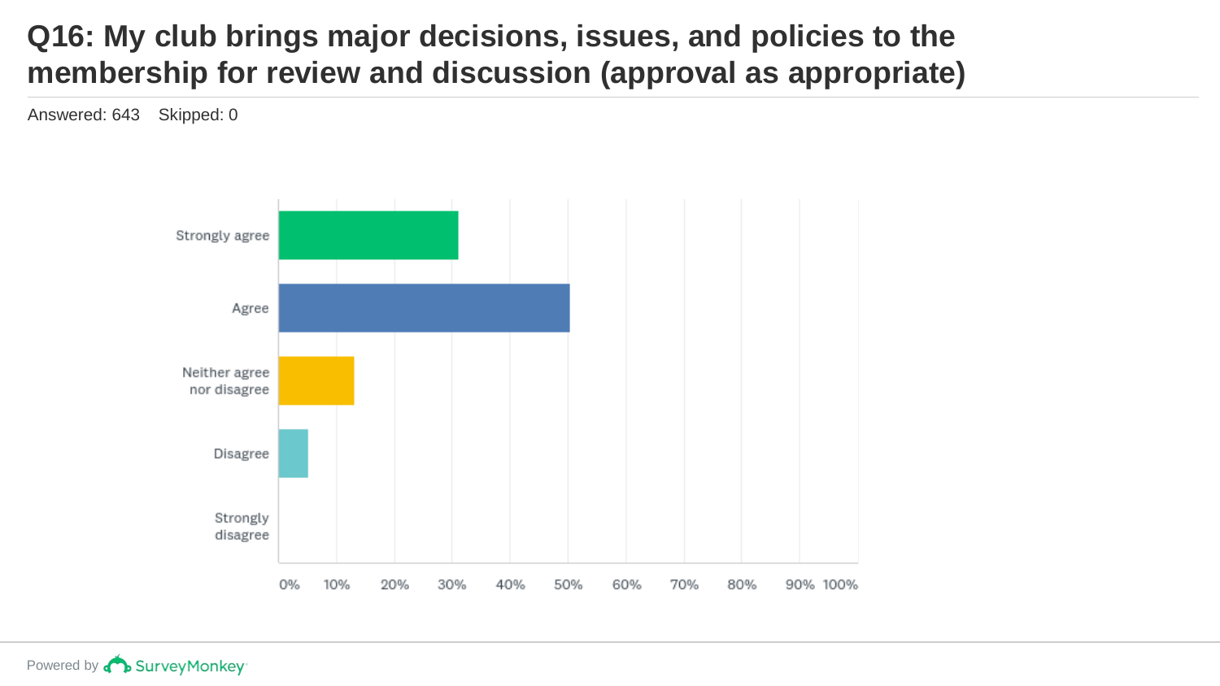# Q16: My club brings major decisions, issues, and policies to the membership for review and discussion (approval as appropriate)

Answered: 643 Skipped: 0

Strongly agree

Agree

Neither agree nor disagree

Disagree

Strongly disagree

0% 10% 20% 30% 40% 50% 60% 70% 80% 90% 100%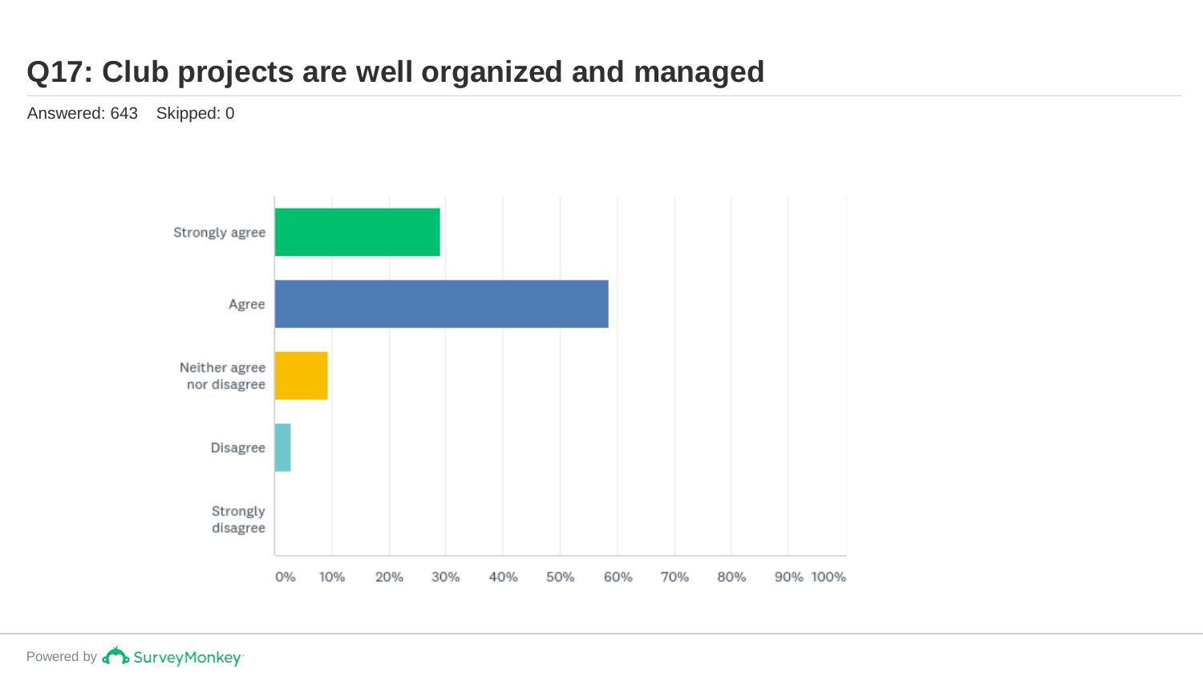# Q17: Club projects are well organized and managed

Answered: 643 Skipped: 0

Strongly agree

Agree

Neither agree nor disagree

Disagree

Strongly disagree

0% 10% 20% 30% 40% 50% 60% 70% 80% 90% 100%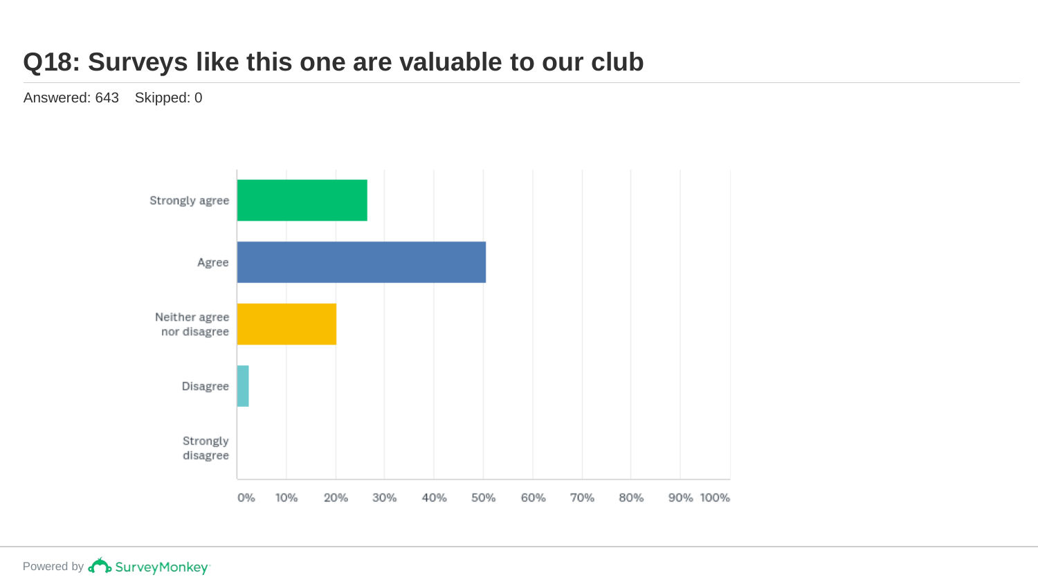# Q18: Surveys like this one are valuable to our club

Answered: 643 Skipped: 0

Strongly agree

Agree

Neither agree nor disagree

Disagree

Strongly disagree

0% 10% 20% 30% 40% 50% 60% 70% 80% 90% 100%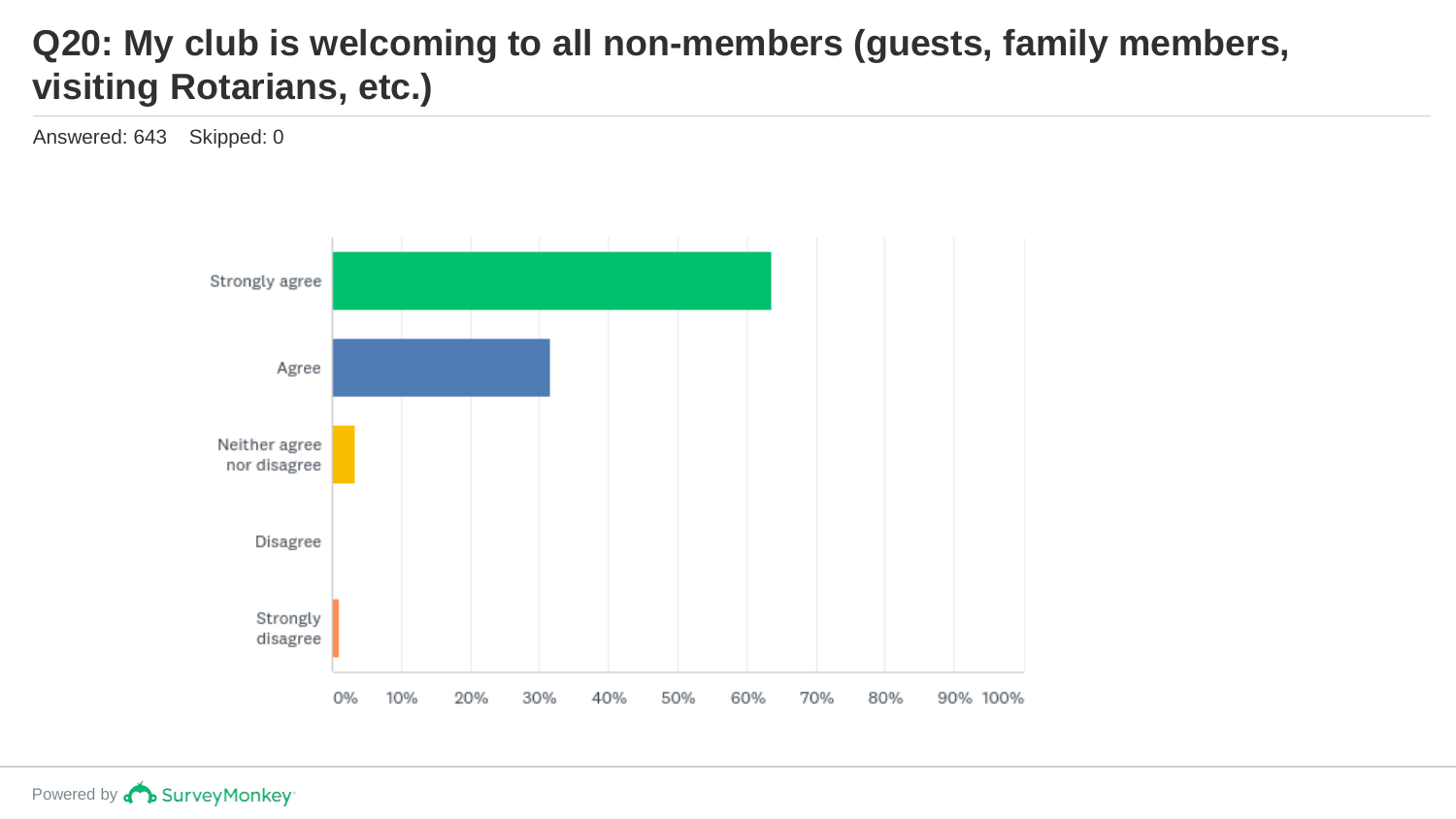# Q20: My club is welcoming to all non-members (guests, family members, visiting Rotarians, etc.)

Answered: 643    Skipped: 0

Strongly agree

Agree

Neither agree nor disagree

Disagree

Strongly disagree

0% 10% 20% 30% 40% 50% 60% 70% 80% 90% 100%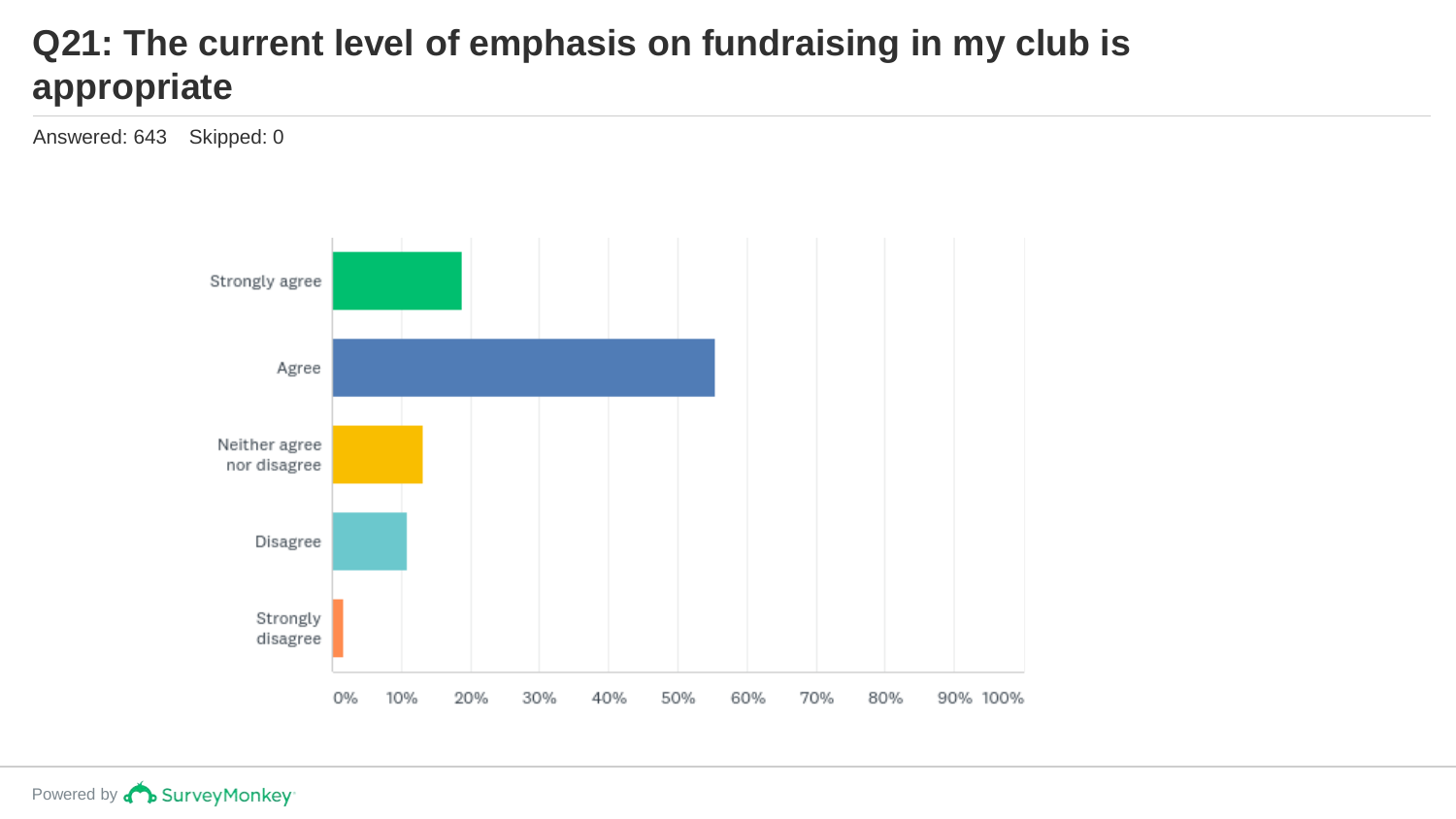# Q21: The current level of emphasis on fundraising in my club is appropriate

Answered: 643    Skipped: 0

Strongly agree

Agree

Neither agree nor disagree

Disagree

Strongly disagree

0% 10% 20% 30% 40% 50% 60% 70% 80% 90% 100%

Powered by SurveyMonkey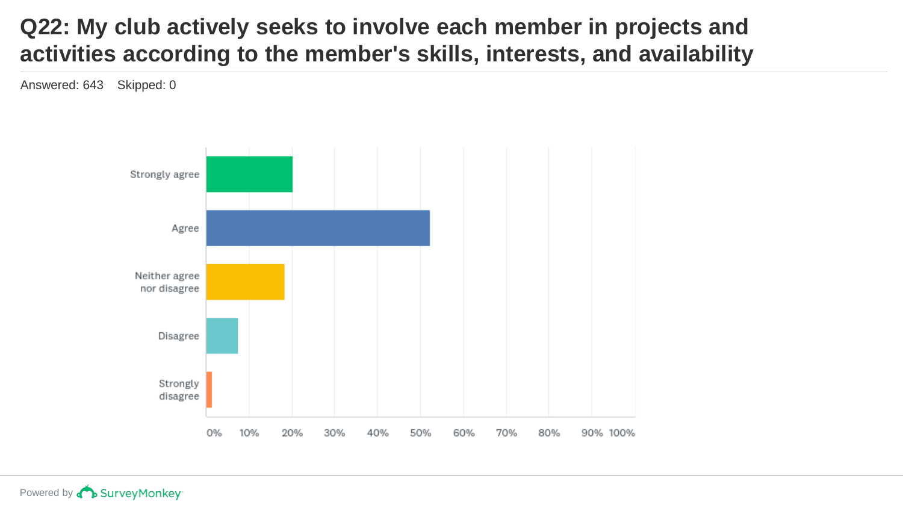# Q22: My club actively seeks to involve each member in projects and activities according to the member's skills, interests, and availability

Answered: 643    Skipped: 0

Strongly agree

Agree

Neither agree nor disagree

Disagree

Strongly disagree

0% 10% 20% 30% 40% 50% 60% 70% 80% 90% 100%

Powered by SurveyMonkey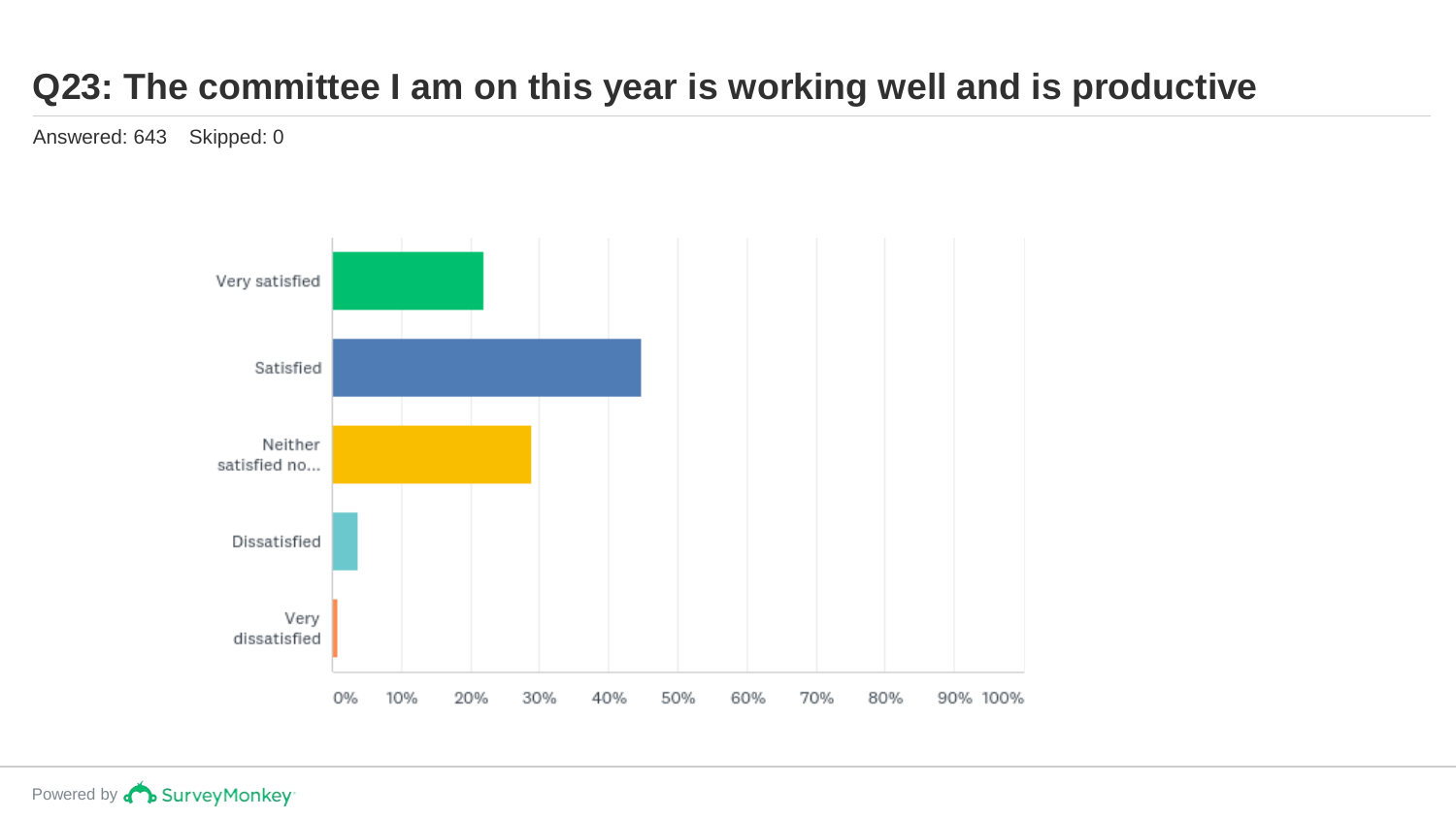# Q23: The committee I am on this year is working well and is productive

Answered: 643    Skipped: 0

Very satisfied

Satisfied

Neither satisfied no...

Dissatisfied

Very dissatisfied

0% 10% 20% 30% 40% 50% 60% 70% 80% 90% 100%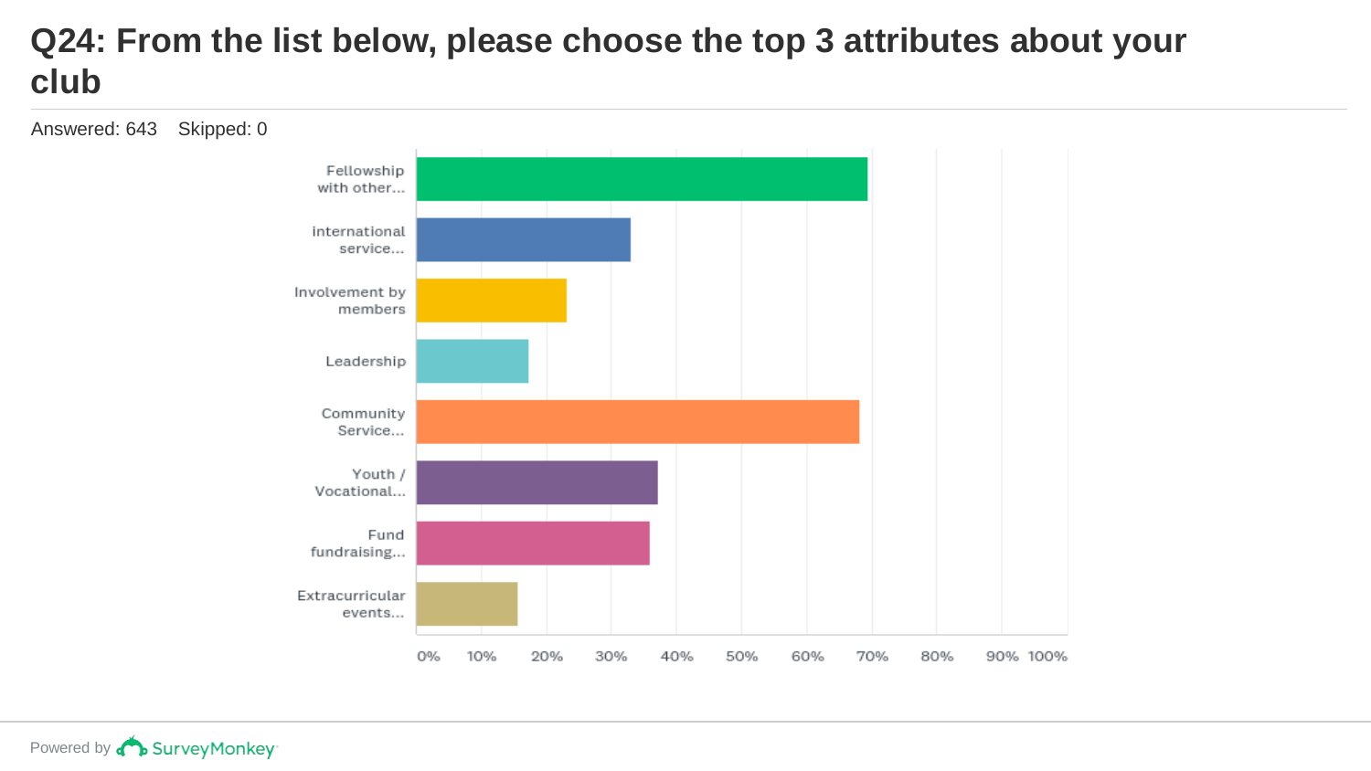# Q24: From the list below, please choose the top 3 attributes about your club

Answered: 643    Skipped: 0

| Attribute | Approx. % |
|---|---|
| Fellowship with other... | ~69% |
| international service... | ~33% |
| Involvement by members | ~23% |
| Leadership | ~17% |
| Community Service... | ~68% |
| Youth / Vocational... | ~37% |
| Fund fundraising... | ~36% |
| Extracurricular events... | ~15% |

0% 10% 20% 30% 40% 50% 60% 70% 80% 90% 100%

Powered by SurveyMonkey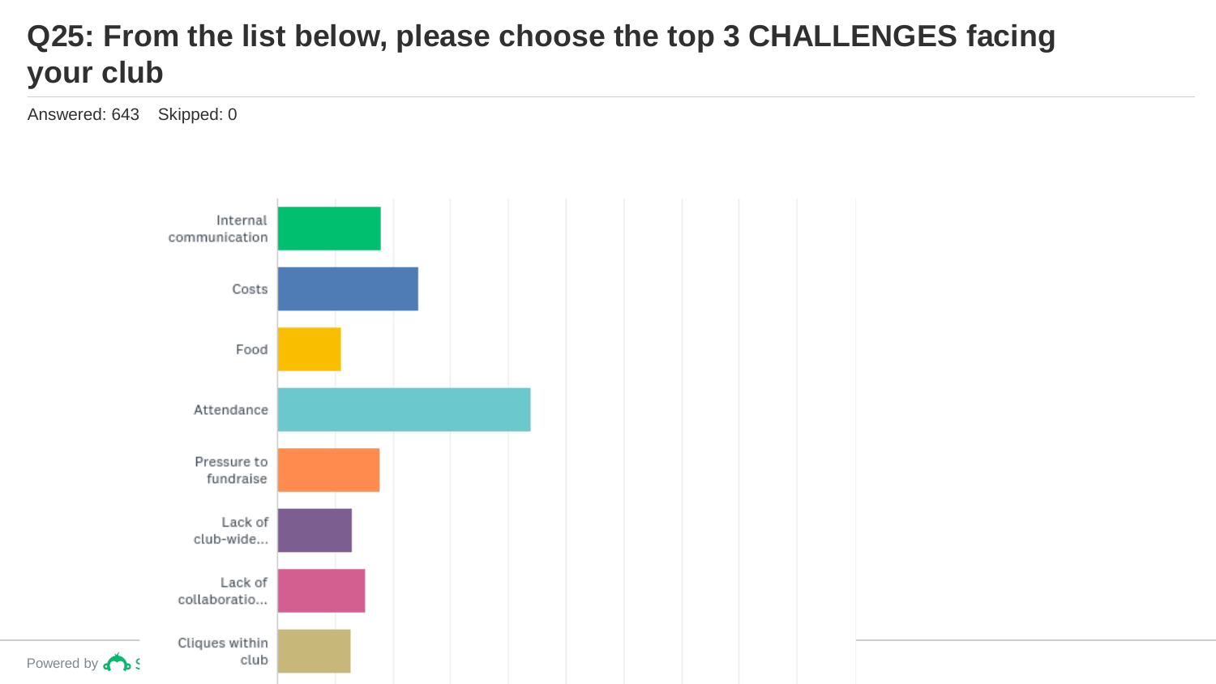# Q25: From the list below, please choose the top 3 CHALLENGES facing your club

Answered: 643 Skipped: 0

Internal communication

Costs

Food

Attendance

Pressure to fundraise

Lack of club-wide...

Lack of collaboratio...

Cliques within club

Powered by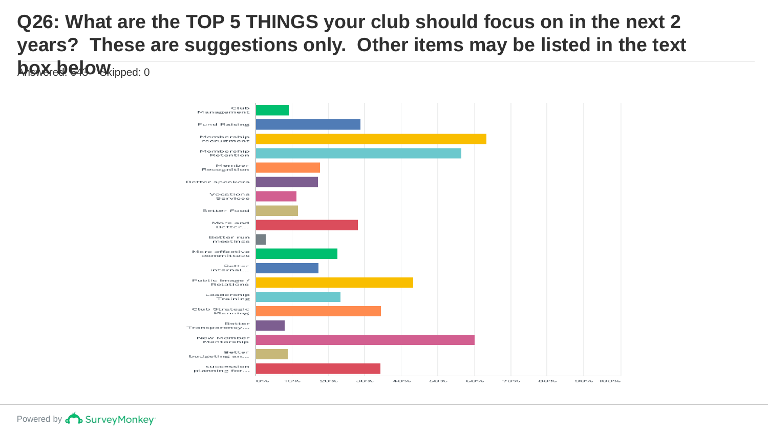# Q26: What are the TOP 5 THINGS your club should focus on in the next 2 years? These are suggestions only. Other items may be listed in the text box below

Answered: 643 Skipped: 0

| Answer Choice | Approx. % |
|---|---|
| Club Management | ~9% |
| Fund Raising | ~29% |
| Membership recruitment | ~63% |
| Membership Retention | ~57% |
| Member Recognition | ~18% |
| Better speakers | ~17% |
| Vocations Services | ~11% |
| Better Food | ~12% |
| More and Better... | ~28% |
| Better run meetings | ~3% |
| More effective committees | ~23% |
| Better internal... | ~17% |
| Public Image / Relations | ~43% |
| Leadership Training | ~23% |
| Club Strategic Planning | ~35% |
| Better Transparency... | ~8% |
| New Member Mentorship | ~60% |
| Better budgeting an... | ~9% |
| succession planning for... | ~34% |

0% 10% 20% 30% 40% 50% 60% 70% 80% 90% 100%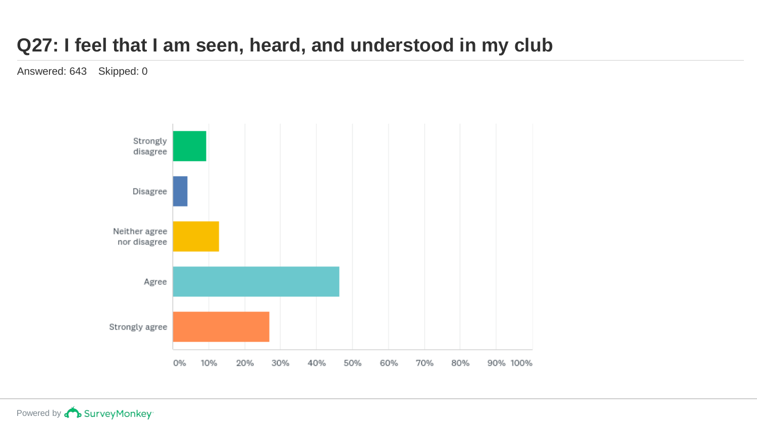# Q27: I feel that I am seen, heard, and understood in my club

Answered: 643 Skipped: 0

Strongly disagree

Disagree

Neither agree nor disagree

Agree

Strongly agree

0% 10% 20% 30% 40% 50% 60% 70% 80% 90% 100%

Powered by SurveyMonkey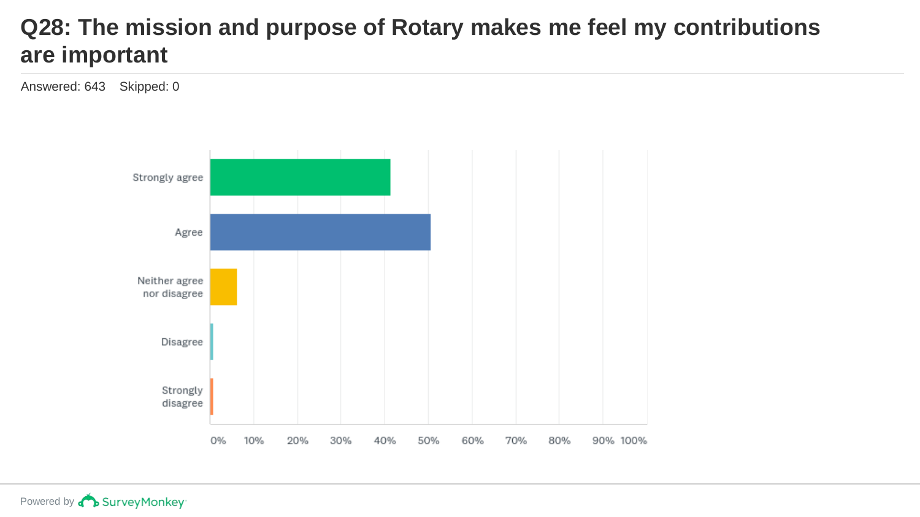# Q28: The mission and purpose of Rotary makes me feel my contributions are important

Answered: 643 Skipped: 0

Strongly agree

Agree

Neither agree nor disagree

Disagree

Strongly disagree

0% 10% 20% 30% 40% 50% 60% 70% 80% 90% 100%

Powered by SurveyMonkey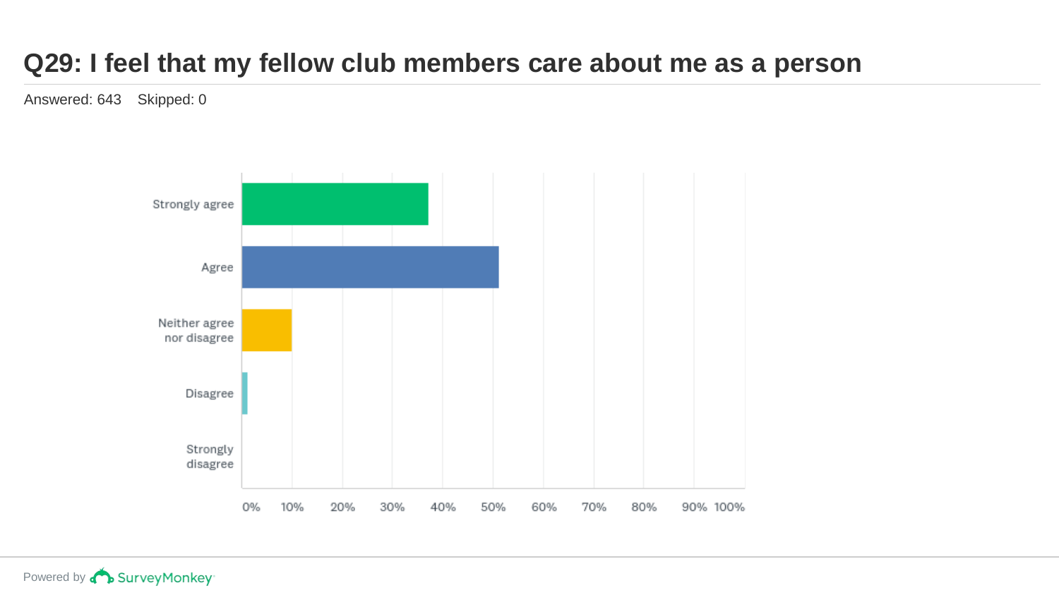# Q29: I feel that my fellow club members care about me as a person

Answered: 643 Skipped: 0

Strongly agree

Agree

Neither agree nor disagree

Disagree

Strongly disagree

0% 10% 20% 30% 40% 50% 60% 70% 80% 90% 100%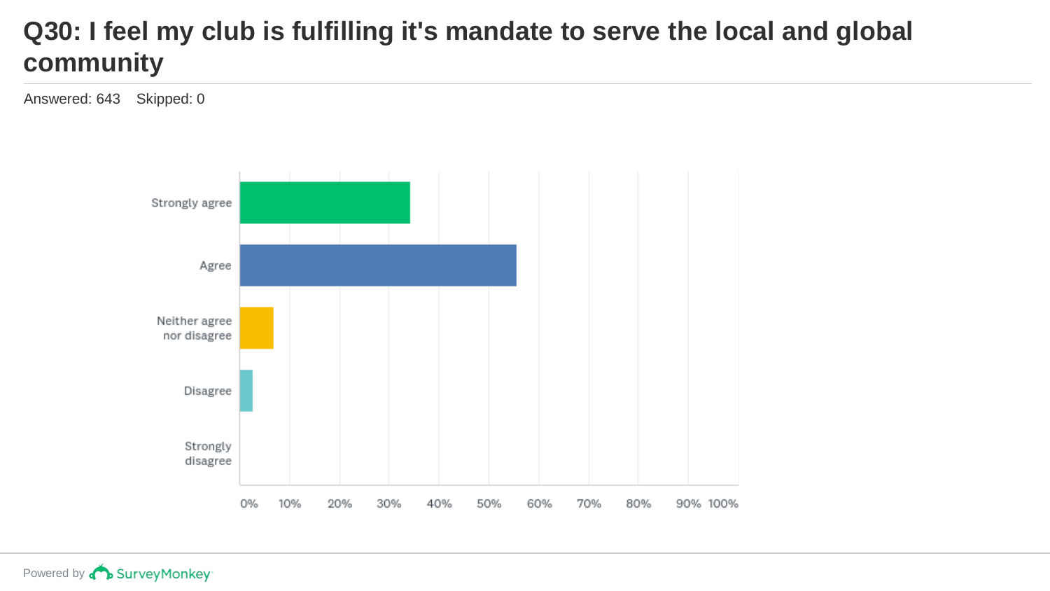# Q30: I feel my club is fulfilling it's mandate to serve the local and global community

Answered: 643 Skipped: 0

Strongly agree

Agree

Neither agree nor disagree

Disagree

Strongly disagree

0% 10% 20% 30% 40% 50% 60% 70% 80% 90% 100%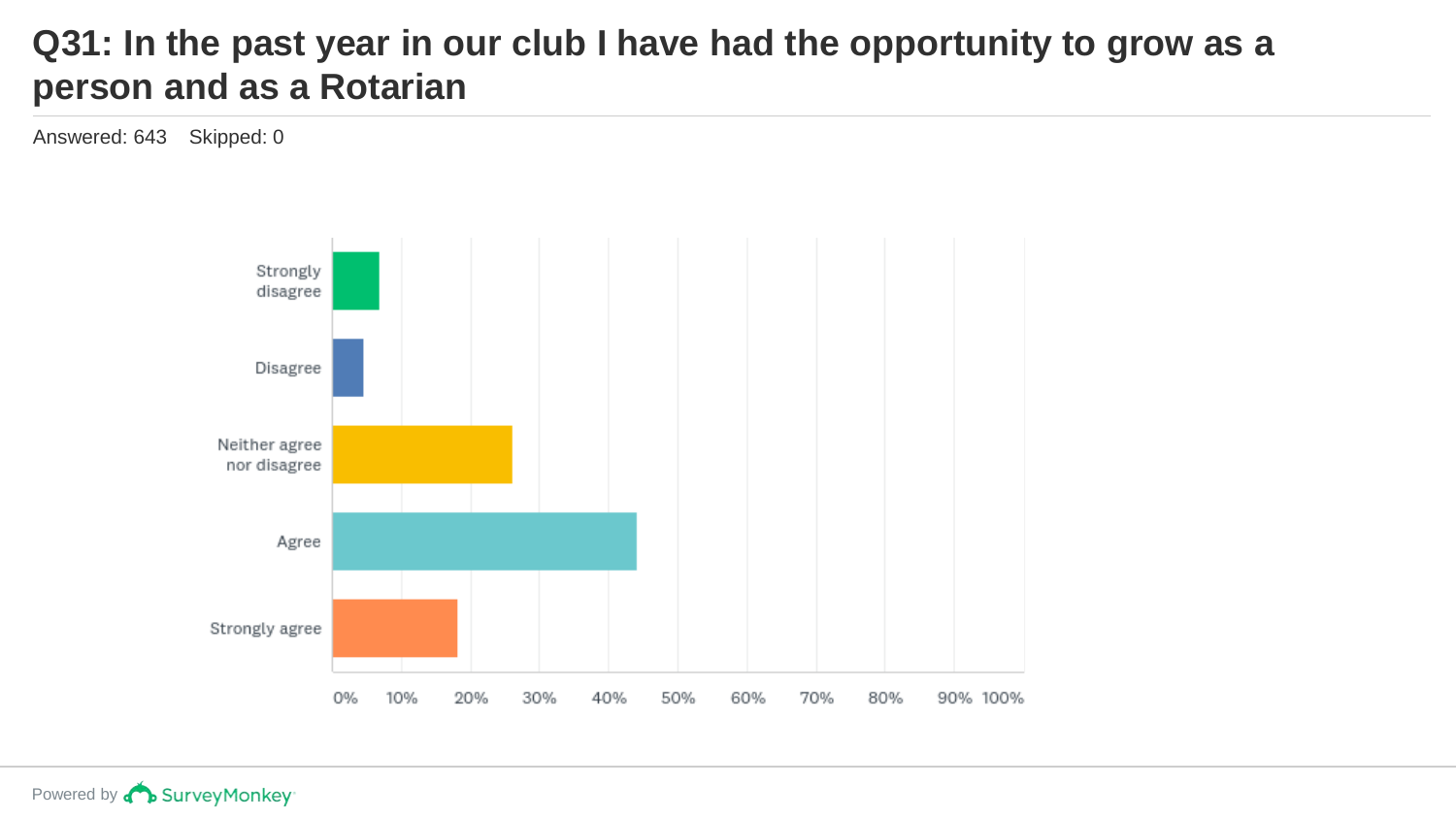# Q31: In the past year in our club I have had the opportunity to grow as a person and as a Rotarian

Answered: 643 Skipped: 0

Strongly disagree

Disagree

Neither agree nor disagree

Agree

Strongly agree

0% 10% 20% 30% 40% 50% 60% 70% 80% 90% 100%

Powered by SurveyMonkey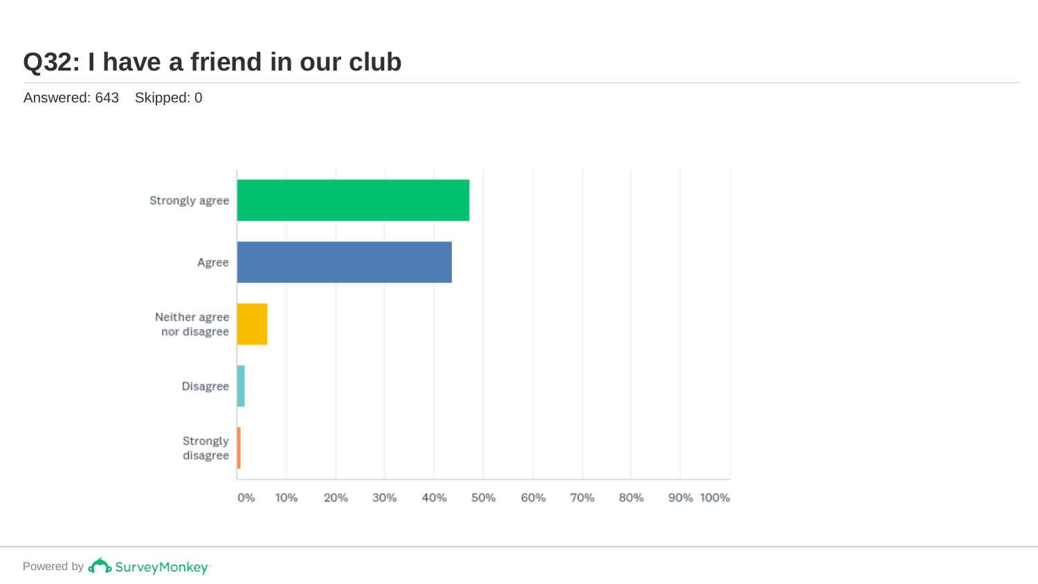# Q32: I have a friend in our club

Answered: 643 Skipped: 0

Strongly agree

Agree

Neither agree nor disagree

Disagree

Strongly disagree

0% 10% 20% 30% 40% 50% 60% 70% 80% 90% 100%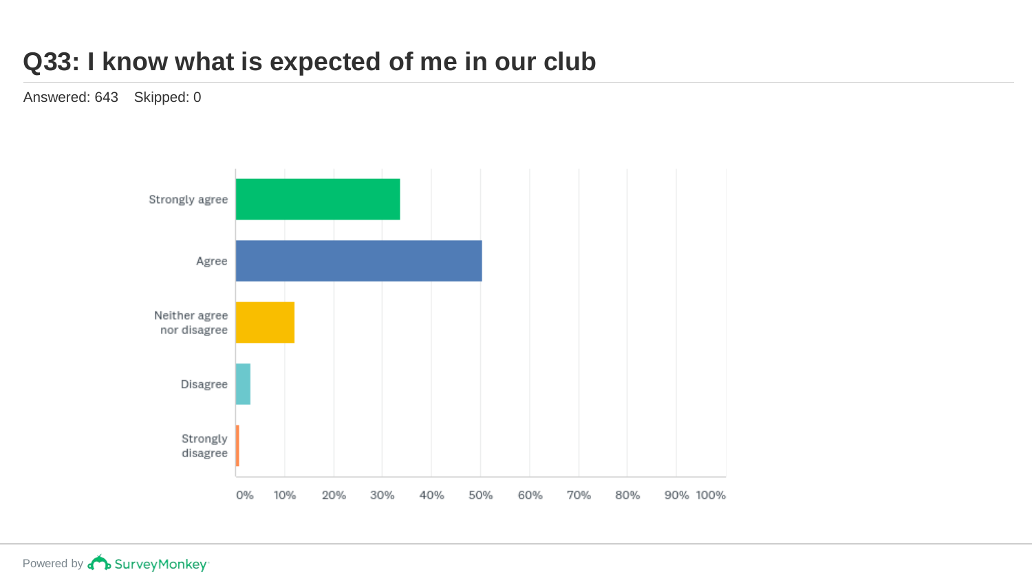# Q33: I know what is expected of me in our club

Answered: 643 Skipped: 0

Strongly agree

Agree

Neither agree nor disagree

Disagree

Strongly disagree

0% 10% 20% 30% 40% 50% 60% 70% 80% 90% 100%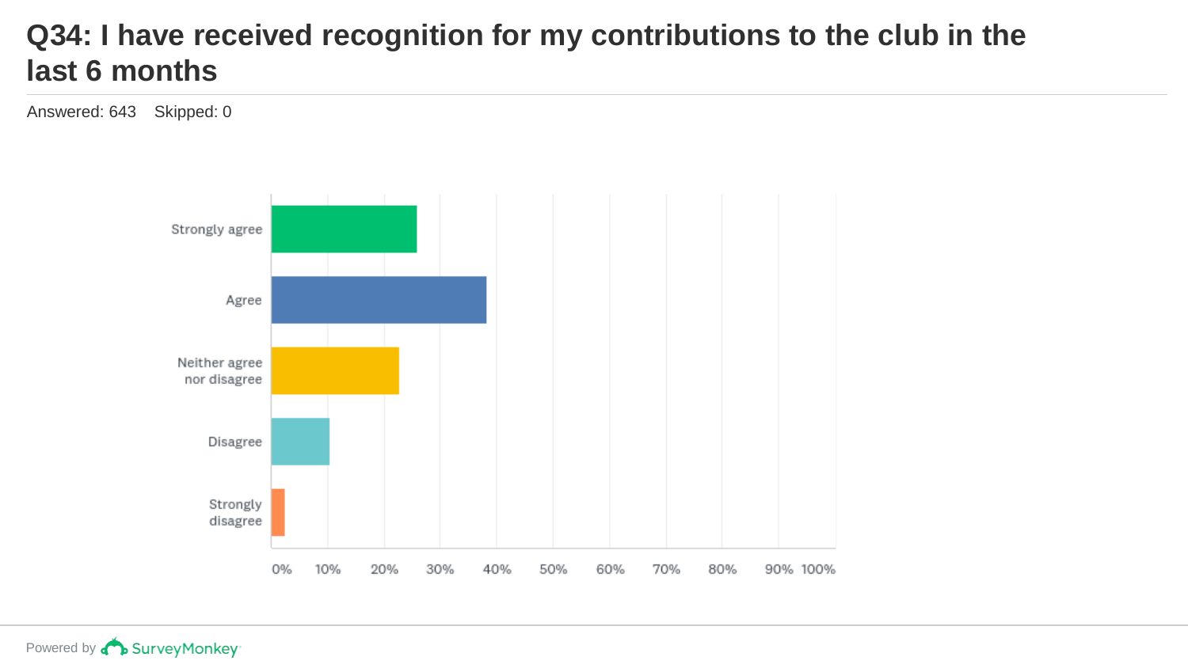# Q34: I have received recognition for my contributions to the club in the last 6 months

Answered: 643 Skipped: 0

Strongly agree

Agree

Neither agree nor disagree

Disagree

Strongly disagree

0% 10% 20% 30% 40% 50% 60% 70% 80% 90% 100%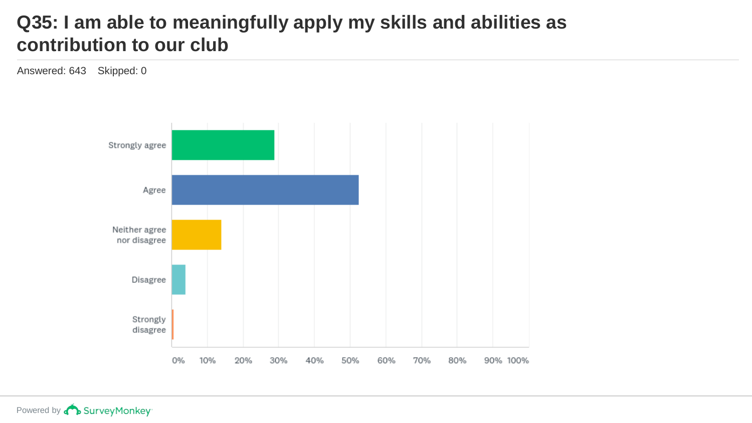# Q35: I am able to meaningfully apply my skills and abilities as contribution to our club

Answered: 643 Skipped: 0

Strongly agree

Agree

Neither agree nor disagree

Disagree

Strongly disagree

0% 10% 20% 30% 40% 50% 60% 70% 80% 90% 100%

Powered by SurveyMonkey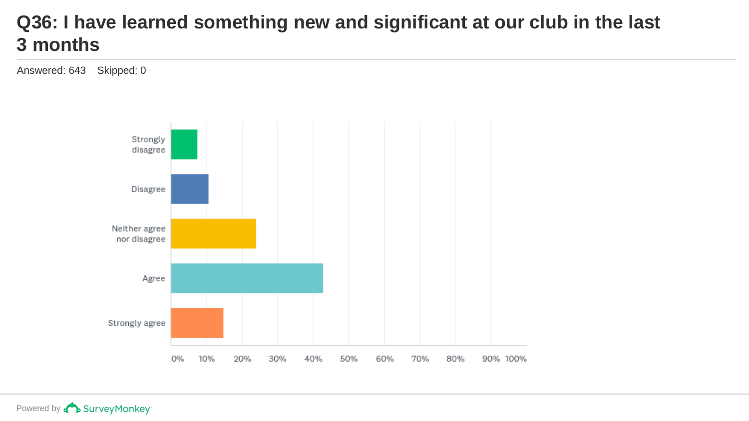# Q36: I have learned something new and significant at our club in the last 3 months

Answered: 643 Skipped: 0

Strongly disagree

Disagree

Neither agree nor disagree

Agree

Strongly agree

0% 10% 20% 30% 40% 50% 60% 70% 80% 90% 100%

Powered by SurveyMonkey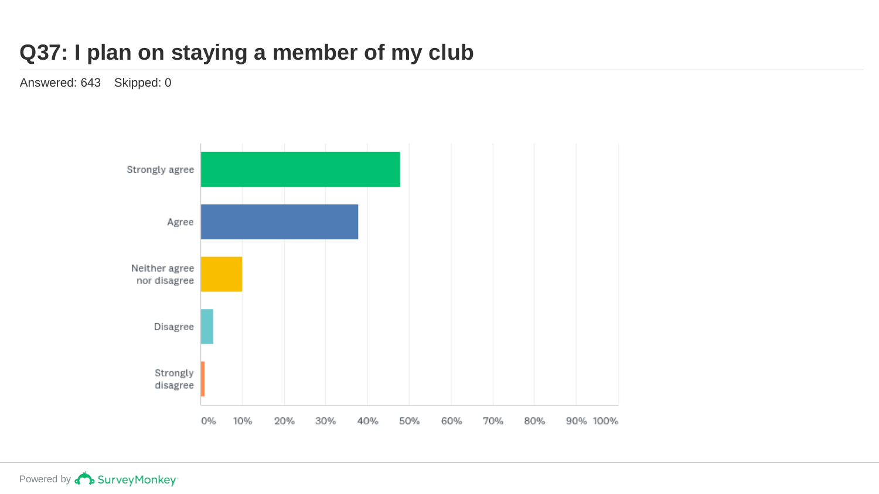# Q37: I plan on staying a member of my club

Answered: 643    Skipped: 0

Strongly agree

Agree

Neither agree nor disagree

Disagree

Strongly disagree

0% 10% 20% 30% 40% 50% 60% 70% 80% 90% 100%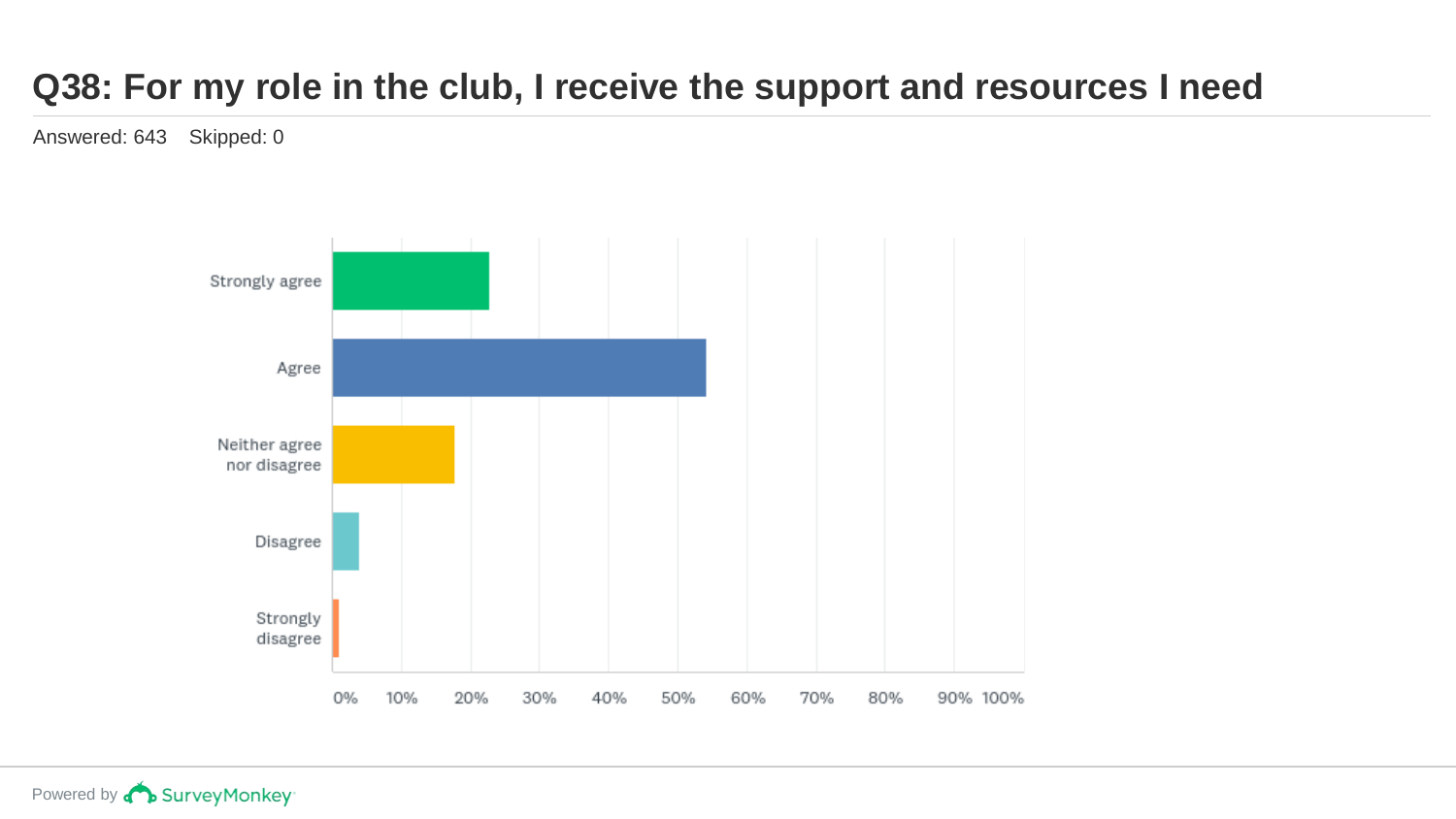# Q38: For my role in the club, I receive the support and resources I need

Answered: 643 Skipped: 0

Strongly agree

Agree

Neither agree nor disagree

Disagree

Strongly disagree

0% 10% 20% 30% 40% 50% 60% 70% 80% 90% 100%

Powered by SurveyMonkey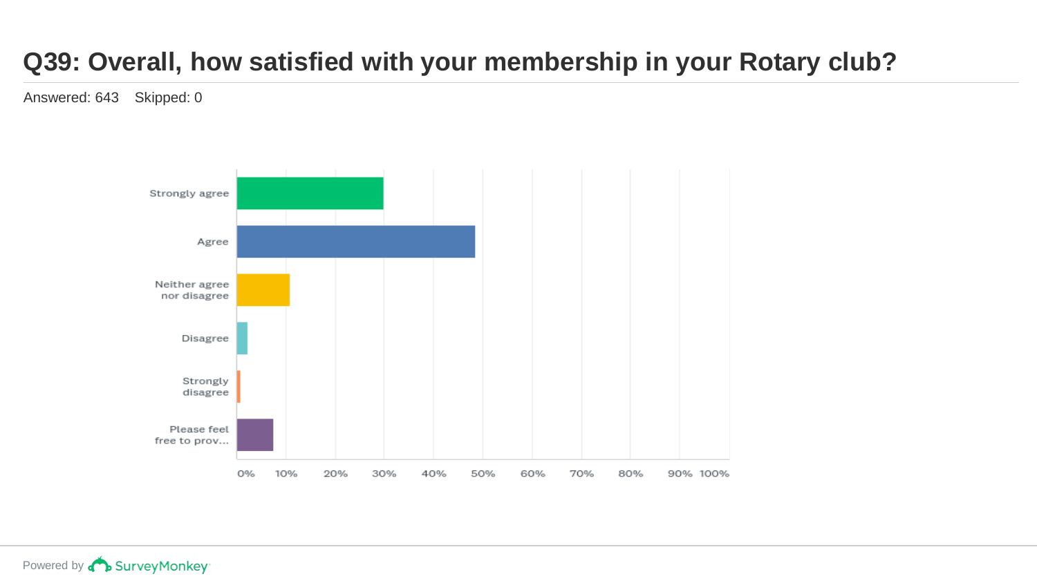# Q39: Overall, how satisfied with your membership in your Rotary club?

Answered: 643 Skipped: 0

Strongly agree

Agree

Neither agree nor disagree

Disagree

Strongly disagree

Please feel free to prov...

0% 10% 20% 30% 40% 50% 60% 70% 80% 90% 100%